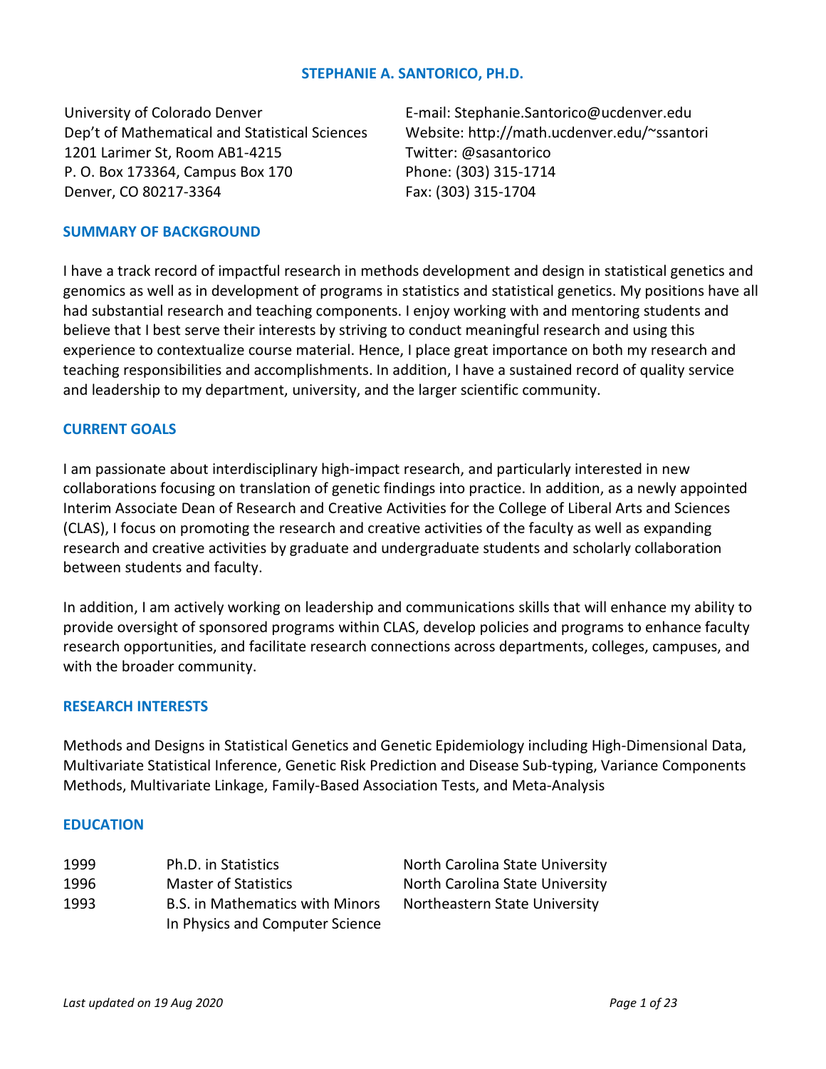# STEPHANIE A. SANTORICO, PH.D.

University of Colorado Denver
Dep't of Mathematical and Statistical Sciences
1201 Larimer St, Room AB1-4215
P. O. Box 173364, Campus Box 170
Denver, CO 80217-3364

E-mail: Stephanie.Santorico@ucdenver.edu
Website: http://math.ucdenver.edu/~ssantori
Twitter: @sasantorico
Phone: (303) 315-1714
Fax: (303) 315-1704

## SUMMARY OF BACKGROUND

I have a track record of impactful research in methods development and design in statistical genetics and genomics as well as in development of programs in statistics and statistical genetics. My positions have all had substantial research and teaching components. I enjoy working with and mentoring students and believe that I best serve their interests by striving to conduct meaningful research and using this experience to contextualize course material. Hence, I place great importance on both my research and teaching responsibilities and accomplishments. In addition, I have a sustained record of quality service and leadership to my department, university, and the larger scientific community.

## CURRENT GOALS

I am passionate about interdisciplinary high-impact research, and particularly interested in new collaborations focusing on translation of genetic findings into practice. In addition, as a newly appointed Interim Associate Dean of Research and Creative Activities for the College of Liberal Arts and Sciences (CLAS), I focus on promoting the research and creative activities of the faculty as well as expanding research and creative activities by graduate and undergraduate students and scholarly collaboration between students and faculty.

In addition, I am actively working on leadership and communications skills that will enhance my ability to provide oversight of sponsored programs within CLAS, develop policies and programs to enhance faculty research opportunities, and facilitate research connections across departments, colleges, campuses, and with the broader community.

## RESEARCH INTERESTS

Methods and Designs in Statistical Genetics and Genetic Epidemiology including High-Dimensional Data, Multivariate Statistical Inference, Genetic Risk Prediction and Disease Sub-typing, Variance Components Methods, Multivariate Linkage, Family-Based Association Tests, and Meta-Analysis

## EDUCATION

| | | |
|---|---|---|
| 1999 | Ph.D. in Statistics | North Carolina State University |
| 1996 | Master of Statistics | North Carolina State University |
| 1993 | B.S. in Mathematics with Minors In Physics and Computer Science | Northeastern State University |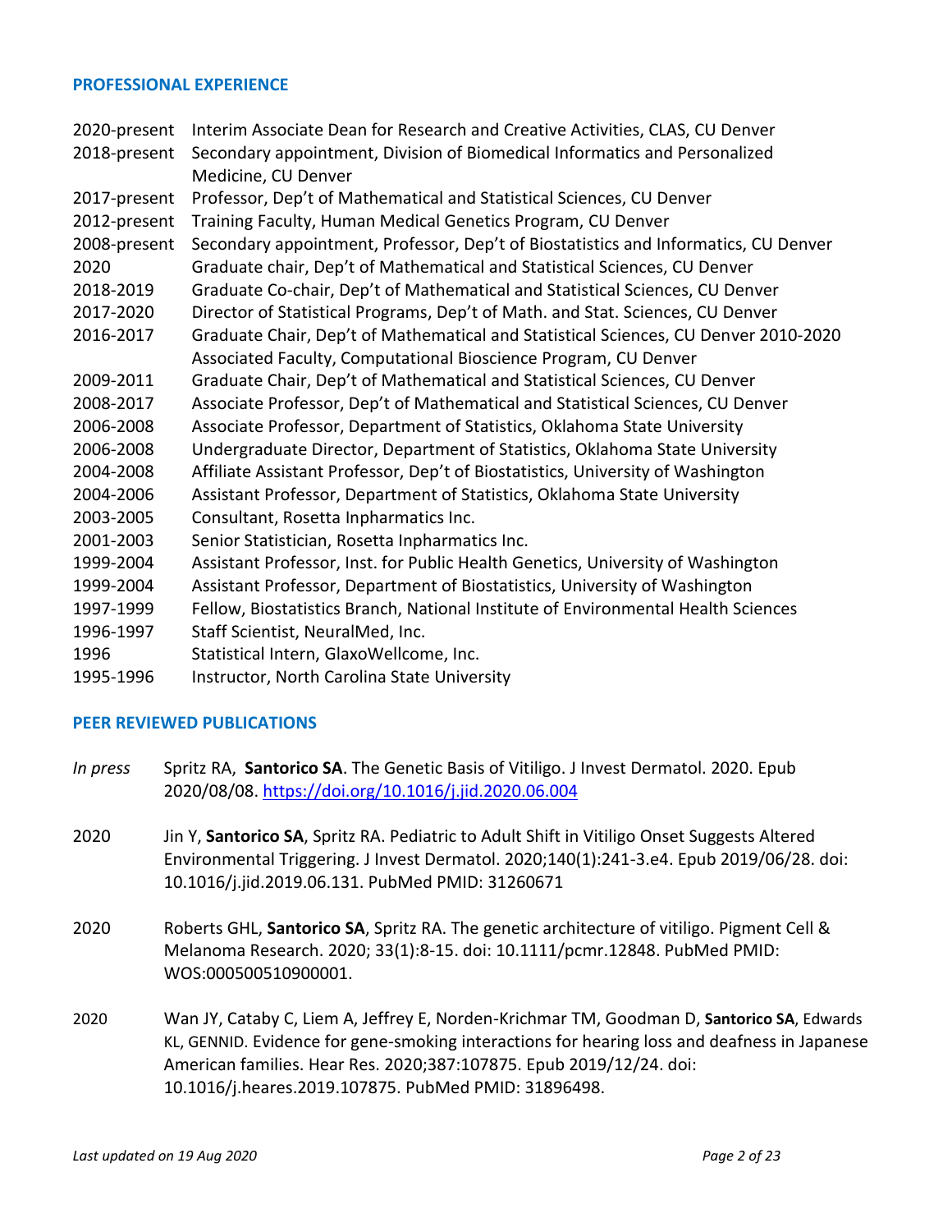## PROFESSIONAL EXPERIENCE

| | |
|---|---|
| 2020-present | Interim Associate Dean for Research and Creative Activities, CLAS, CU Denver |
| 2018-present | Secondary appointment, Division of Biomedical Informatics and Personalized Medicine, CU Denver |
| 2017-present | Professor, Dep't of Mathematical and Statistical Sciences, CU Denver |
| 2012-present | Training Faculty, Human Medical Genetics Program, CU Denver |
| 2008-present | Secondary appointment, Professor, Dep't of Biostatistics and Informatics, CU Denver |
| 2020 | Graduate chair, Dep't of Mathematical and Statistical Sciences, CU Denver |
| 2018-2019 | Graduate Co-chair, Dep't of Mathematical and Statistical Sciences, CU Denver |
| 2017-2020 | Director of Statistical Programs, Dep't of Math. and Stat. Sciences, CU Denver |
| 2016-2017 | Graduate Chair, Dep't of Mathematical and Statistical Sciences, CU Denver 2010-2020 Associated Faculty, Computational Bioscience Program, CU Denver |
| 2009-2011 | Graduate Chair, Dep't of Mathematical and Statistical Sciences, CU Denver |
| 2008-2017 | Associate Professor, Dep't of Mathematical and Statistical Sciences, CU Denver |
| 2006-2008 | Associate Professor, Department of Statistics, Oklahoma State University |
| 2006-2008 | Undergraduate Director, Department of Statistics, Oklahoma State University |
| 2004-2008 | Affiliate Assistant Professor, Dep't of Biostatistics, University of Washington |
| 2004-2006 | Assistant Professor, Department of Statistics, Oklahoma State University |
| 2003-2005 | Consultant, Rosetta Inpharmatics Inc. |
| 2001-2003 | Senior Statistician, Rosetta Inpharmatics Inc. |
| 1999-2004 | Assistant Professor, Inst. for Public Health Genetics, University of Washington |
| 1999-2004 | Assistant Professor, Department of Biostatistics, University of Washington |
| 1997-1999 | Fellow, Biostatistics Branch, National Institute of Environmental Health Sciences |
| 1996-1997 | Staff Scientist, NeuralMed, Inc. |
| 1996 | Statistical Intern, GlaxoWellcome, Inc. |
| 1995-1996 | Instructor, North Carolina State University |

## PEER REVIEWED PUBLICATIONS

*In press* Spritz RA, **Santorico SA**. The Genetic Basis of Vitiligo. J Invest Dermatol. 2020. Epub 2020/08/08. https://doi.org/10.1016/j.jid.2020.06.004

2020 Jin Y, **Santorico SA**, Spritz RA. Pediatric to Adult Shift in Vitiligo Onset Suggests Altered Environmental Triggering. J Invest Dermatol. 2020;140(1):241-3.e4. Epub 2019/06/28. doi: 10.1016/j.jid.2019.06.131. PubMed PMID: 31260671

2020 Roberts GHL, **Santorico SA**, Spritz RA. The genetic architecture of vitiligo. Pigment Cell & Melanoma Research. 2020; 33(1):8-15. doi: 10.1111/pcmr.12848. PubMed PMID: WOS:000500510900001.

2020 Wan JY, Cataby C, Liem A, Jeffrey E, Norden-Krichmar TM, Goodman D, **Santorico SA**, Edwards KL, GENNID. Evidence for gene-smoking interactions for hearing loss and deafness in Japanese American families. Hear Res. 2020;387:107875. Epub 2019/12/24. doi: 10.1016/j.heares.2019.107875. PubMed PMID: 31896498.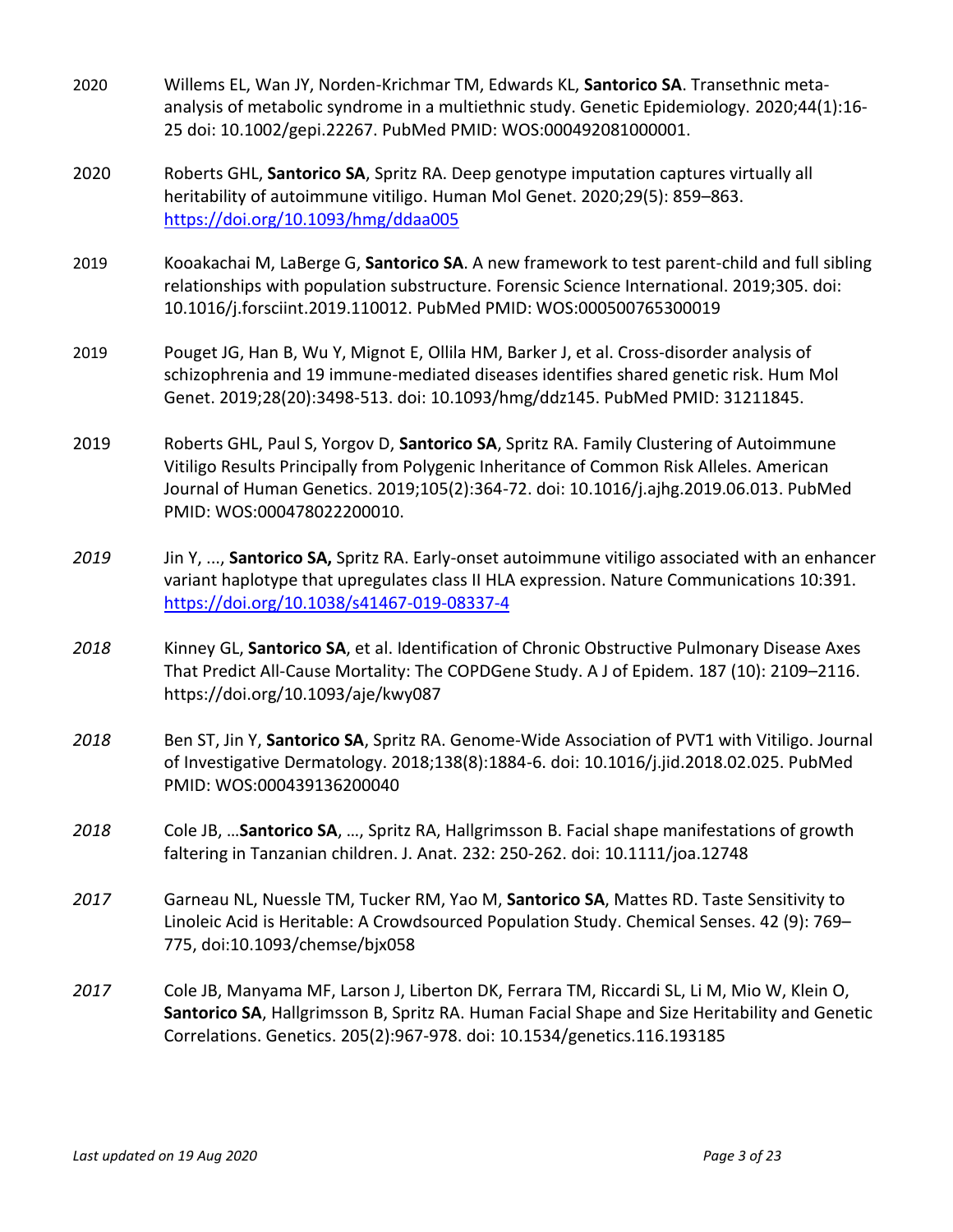2020 Willems EL, Wan JY, Norden-Krichmar TM, Edwards KL, **Santorico SA**. Transethnic meta-analysis of metabolic syndrome in a multiethnic study. Genetic Epidemiology. 2020;44(1):16-25 doi: 10.1002/gepi.22267. PubMed PMID: WOS:000492081000001.

2020 Roberts GHL, **Santorico SA**, Spritz RA. Deep genotype imputation captures virtually all heritability of autoimmune vitiligo. Human Mol Genet. 2020;29(5): 859–863. https://doi.org/10.1093/hmg/ddaa005

2019 Kooakachai M, LaBerge G, **Santorico SA**. A new framework to test parent-child and full sibling relationships with population substructure. Forensic Science International. 2019;305. doi: 10.1016/j.forsciint.2019.110012. PubMed PMID: WOS:000500765300019

2019 Pouget JG, Han B, Wu Y, Mignot E, Ollila HM, Barker J, et al. Cross-disorder analysis of schizophrenia and 19 immune-mediated diseases identifies shared genetic risk. Hum Mol Genet. 2019;28(20):3498-513. doi: 10.1093/hmg/ddz145. PubMed PMID: 31211845.

2019 Roberts GHL, Paul S, Yorgov D, **Santorico SA**, Spritz RA. Family Clustering of Autoimmune Vitiligo Results Principally from Polygenic Inheritance of Common Risk Alleles. American Journal of Human Genetics. 2019;105(2):364-72. doi: 10.1016/j.ajhg.2019.06.013. PubMed PMID: WOS:000478022200010.

*2019* Jin Y, ..., **Santorico SA,** Spritz RA. Early-onset autoimmune vitiligo associated with an enhancer variant haplotype that upregulates class II HLA expression. Nature Communications 10:391. https://doi.org/10.1038/s41467-019-08337-4

*2018* Kinney GL, **Santorico SA**, et al. Identification of Chronic Obstructive Pulmonary Disease Axes That Predict All-Cause Mortality: The COPDGene Study. A J of Epidem. 187 (10): 2109–2116. https://doi.org/10.1093/aje/kwy087

*2018* Ben ST, Jin Y, **Santorico SA**, Spritz RA. Genome-Wide Association of PVT1 with Vitiligo. Journal of Investigative Dermatology. 2018;138(8):1884-6. doi: 10.1016/j.jid.2018.02.025. PubMed PMID: WOS:000439136200040

*2018* Cole JB, …**Santorico SA**, …, Spritz RA, Hallgrimsson B. Facial shape manifestations of growth faltering in Tanzanian children. J. Anat. 232: 250-262. doi: 10.1111/joa.12748

*2017* Garneau NL, Nuessle TM, Tucker RM, Yao M, **Santorico SA**, Mattes RD. Taste Sensitivity to Linoleic Acid is Heritable: A Crowdsourced Population Study. Chemical Senses. 42 (9): 769–775, doi:10.1093/chemse/bjx058

*2017* Cole JB, Manyama MF, Larson J, Liberton DK, Ferrara TM, Riccardi SL, Li M, Mio W, Klein O, **Santorico SA**, Hallgrimsson B, Spritz RA. Human Facial Shape and Size Heritability and Genetic Correlations. Genetics. 205(2):967-978. doi: 10.1534/genetics.116.193185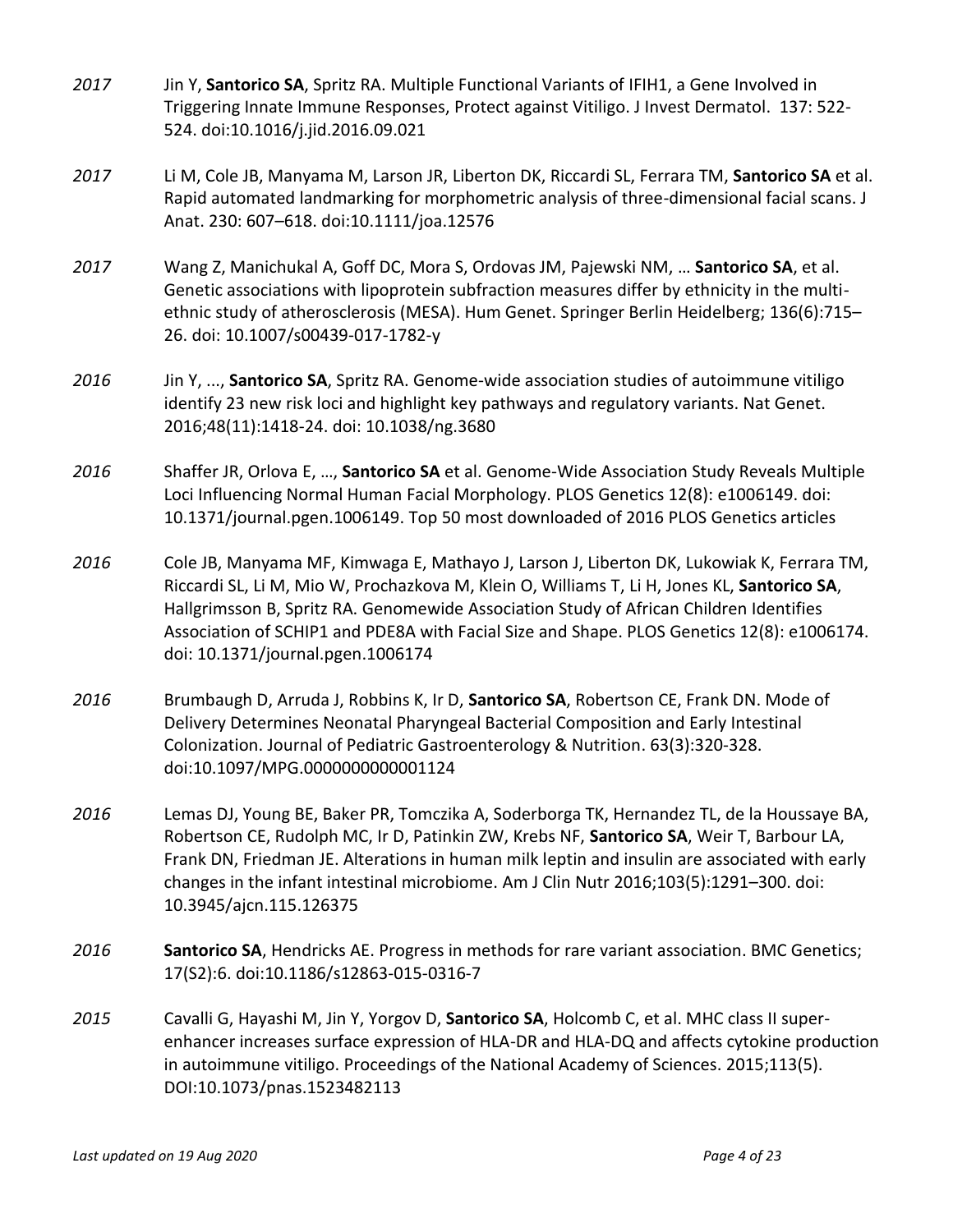*2017* Jin Y, **Santorico SA**, Spritz RA. Multiple Functional Variants of IFIH1, a Gene Involved in Triggering Innate Immune Responses, Protect against Vitiligo. J Invest Dermatol. 137: 522-524. doi:10.1016/j.jid.2016.09.021

*2017* Li M, Cole JB, Manyama M, Larson JR, Liberton DK, Riccardi SL, Ferrara TM, **Santorico SA** et al. Rapid automated landmarking for morphometric analysis of three-dimensional facial scans. J Anat. 230: 607–618. doi:10.1111/joa.12576

*2017* Wang Z, Manichukal A, Goff DC, Mora S, Ordovas JM, Pajewski NM, … **Santorico SA**, et al. Genetic associations with lipoprotein subfraction measures differ by ethnicity in the multi-ethnic study of atherosclerosis (MESA). Hum Genet. Springer Berlin Heidelberg; 136(6):715–26. doi: 10.1007/s00439-017-1782-y

*2016* Jin Y, ..., **Santorico SA**, Spritz RA. Genome-wide association studies of autoimmune vitiligo identify 23 new risk loci and highlight key pathways and regulatory variants. Nat Genet. 2016;48(11):1418-24. doi: 10.1038/ng.3680

*2016* Shaffer JR, Orlova E, …, **Santorico SA** et al. Genome-Wide Association Study Reveals Multiple Loci Influencing Normal Human Facial Morphology. PLOS Genetics 12(8): e1006149. doi: 10.1371/journal.pgen.1006149. Top 50 most downloaded of 2016 PLOS Genetics articles

*2016* Cole JB, Manyama MF, Kimwaga E, Mathayo J, Larson J, Liberton DK, Lukowiak K, Ferrara TM, Riccardi SL, Li M, Mio W, Prochazkova M, Klein O, Williams T, Li H, Jones KL, **Santorico SA**, Hallgrimsson B, Spritz RA. Genomewide Association Study of African Children Identifies Association of SCHIP1 and PDE8A with Facial Size and Shape. PLOS Genetics 12(8): e1006174. doi: 10.1371/journal.pgen.1006174

*2016* Brumbaugh D, Arruda J, Robbins K, Ir D, **Santorico SA**, Robertson CE, Frank DN. Mode of Delivery Determines Neonatal Pharyngeal Bacterial Composition and Early Intestinal Colonization. Journal of Pediatric Gastroenterology & Nutrition. 63(3):320-328. doi:10.1097/MPG.0000000000001124

*2016* Lemas DJ, Young BE, Baker PR, Tomczika A, Soderborga TK, Hernandez TL, de la Houssaye BA, Robertson CE, Rudolph MC, Ir D, Patinkin ZW, Krebs NF, **Santorico SA**, Weir T, Barbour LA, Frank DN, Friedman JE. Alterations in human milk leptin and insulin are associated with early changes in the infant intestinal microbiome. Am J Clin Nutr 2016;103(5):1291–300. doi: 10.3945/ajcn.115.126375

*2016* **Santorico SA**, Hendricks AE. Progress in methods for rare variant association. BMC Genetics; 17(S2):6. doi:10.1186/s12863-015-0316-7

*2015* Cavalli G, Hayashi M, Jin Y, Yorgov D, **Santorico SA**, Holcomb C, et al. MHC class II super-enhancer increases surface expression of HLA-DR and HLA-DQ and affects cytokine production in autoimmune vitiligo. Proceedings of the National Academy of Sciences. 2015;113(5). DOI:10.1073/pnas.1523482113

*Last updated on 19 Aug 2020*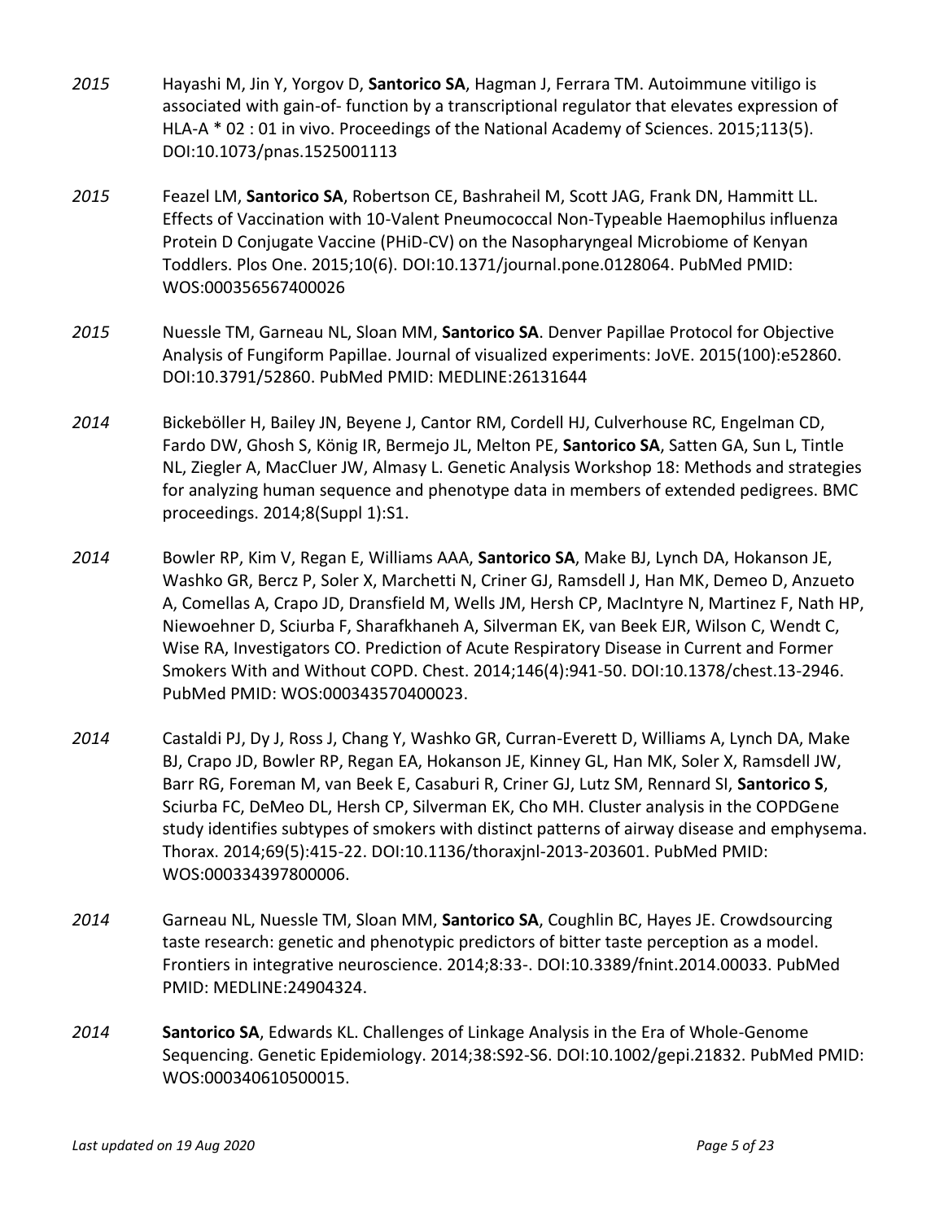*2015* Hayashi M, Jin Y, Yorgov D, **Santorico SA**, Hagman J, Ferrara TM. Autoimmune vitiligo is associated with gain-of- function by a transcriptional regulator that elevates expression of HLA-A * 02 : 01 in vivo. Proceedings of the National Academy of Sciences. 2015;113(5). DOI:10.1073/pnas.1525001113

*2015* Feazel LM, **Santorico SA**, Robertson CE, Bashraheil M, Scott JAG, Frank DN, Hammitt LL. Effects of Vaccination with 10-Valent Pneumococcal Non-Typeable Haemophilus influenza Protein D Conjugate Vaccine (PHiD-CV) on the Nasopharyngeal Microbiome of Kenyan Toddlers. Plos One. 2015;10(6). DOI:10.1371/journal.pone.0128064. PubMed PMID: WOS:000356567400026

*2015* Nuessle TM, Garneau NL, Sloan MM, **Santorico SA**. Denver Papillae Protocol for Objective Analysis of Fungiform Papillae. Journal of visualized experiments: JoVE. 2015(100):e52860. DOI:10.3791/52860. PubMed PMID: MEDLINE:26131644

*2014* Bickeböller H, Bailey JN, Beyene J, Cantor RM, Cordell HJ, Culverhouse RC, Engelman CD, Fardo DW, Ghosh S, König IR, Bermejo JL, Melton PE, **Santorico SA**, Satten GA, Sun L, Tintle NL, Ziegler A, MacCluer JW, Almasy L. Genetic Analysis Workshop 18: Methods and strategies for analyzing human sequence and phenotype data in members of extended pedigrees. BMC proceedings. 2014;8(Suppl 1):S1.

*2014* Bowler RP, Kim V, Regan E, Williams AAA, **Santorico SA**, Make BJ, Lynch DA, Hokanson JE, Washko GR, Bercz P, Soler X, Marchetti N, Criner GJ, Ramsdell J, Han MK, Demeo D, Anzueto A, Comellas A, Crapo JD, Dransfield M, Wells JM, Hersh CP, MacIntyre N, Martinez F, Nath HP, Niewoehner D, Sciurba F, Sharafkhaneh A, Silverman EK, van Beek EJR, Wilson C, Wendt C, Wise RA, Investigators CO. Prediction of Acute Respiratory Disease in Current and Former Smokers With and Without COPD. Chest. 2014;146(4):941-50. DOI:10.1378/chest.13-2946. PubMed PMID: WOS:000343570400023.

*2014* Castaldi PJ, Dy J, Ross J, Chang Y, Washko GR, Curran-Everett D, Williams A, Lynch DA, Make BJ, Crapo JD, Bowler RP, Regan EA, Hokanson JE, Kinney GL, Han MK, Soler X, Ramsdell JW, Barr RG, Foreman M, van Beek E, Casaburi R, Criner GJ, Lutz SM, Rennard SI, **Santorico S**, Sciurba FC, DeMeo DL, Hersh CP, Silverman EK, Cho MH. Cluster analysis in the COPDGene study identifies subtypes of smokers with distinct patterns of airway disease and emphysema. Thorax. 2014;69(5):415-22. DOI:10.1136/thoraxjnl-2013-203601. PubMed PMID: WOS:000334397800006.

*2014* Garneau NL, Nuessle TM, Sloan MM, **Santorico SA**, Coughlin BC, Hayes JE. Crowdsourcing taste research: genetic and phenotypic predictors of bitter taste perception as a model. Frontiers in integrative neuroscience. 2014;8:33-. DOI:10.3389/fnint.2014.00033. PubMed PMID: MEDLINE:24904324.

*2014* **Santorico SA**, Edwards KL. Challenges of Linkage Analysis in the Era of Whole-Genome Sequencing. Genetic Epidemiology. 2014;38:S92-S6. DOI:10.1002/gepi.21832. PubMed PMID: WOS:000340610500015.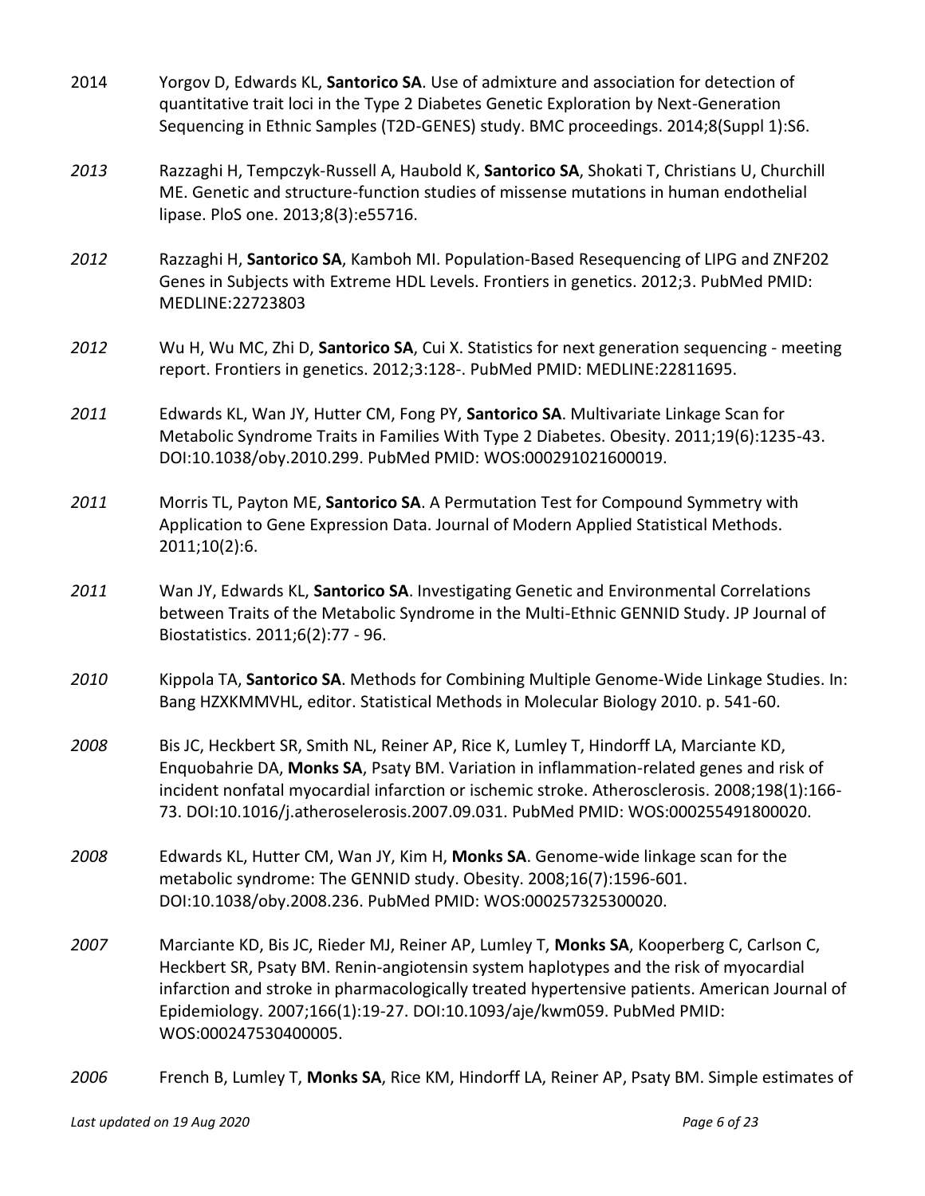2014 Yorgov D, Edwards KL, **Santorico SA**. Use of admixture and association for detection of quantitative trait loci in the Type 2 Diabetes Genetic Exploration by Next-Generation Sequencing in Ethnic Samples (T2D-GENES) study. BMC proceedings. 2014;8(Suppl 1):S6.

*2013* Razzaghi H, Tempczyk-Russell A, Haubold K, **Santorico SA**, Shokati T, Christians U, Churchill ME. Genetic and structure-function studies of missense mutations in human endothelial lipase. PloS one. 2013;8(3):e55716.

*2012* Razzaghi H, **Santorico SA**, Kamboh MI. Population-Based Resequencing of LIPG and ZNF202 Genes in Subjects with Extreme HDL Levels. Frontiers in genetics. 2012;3. PubMed PMID: MEDLINE:22723803

*2012* Wu H, Wu MC, Zhi D, **Santorico SA**, Cui X. Statistics for next generation sequencing - meeting report. Frontiers in genetics. 2012;3:128-. PubMed PMID: MEDLINE:22811695.

*2011* Edwards KL, Wan JY, Hutter CM, Fong PY, **Santorico SA**. Multivariate Linkage Scan for Metabolic Syndrome Traits in Families With Type 2 Diabetes. Obesity. 2011;19(6):1235-43. DOI:10.1038/oby.2010.299. PubMed PMID: WOS:000291021600019.

*2011* Morris TL, Payton ME, **Santorico SA**. A Permutation Test for Compound Symmetry with Application to Gene Expression Data. Journal of Modern Applied Statistical Methods. 2011;10(2):6.

*2011* Wan JY, Edwards KL, **Santorico SA**. Investigating Genetic and Environmental Correlations between Traits of the Metabolic Syndrome in the Multi-Ethnic GENNID Study. JP Journal of Biostatistics. 2011;6(2):77 - 96.

*2010* Kippola TA, **Santorico SA**. Methods for Combining Multiple Genome-Wide Linkage Studies. In: Bang HZXKMMVHL, editor. Statistical Methods in Molecular Biology 2010. p. 541-60.

*2008* Bis JC, Heckbert SR, Smith NL, Reiner AP, Rice K, Lumley T, Hindorff LA, Marciante KD, Enquobahrie DA, **Monks SA**, Psaty BM. Variation in inflammation-related genes and risk of incident nonfatal myocardial infarction or ischemic stroke. Atherosclerosis. 2008;198(1):166-73. DOI:10.1016/j.atheroselerosis.2007.09.031. PubMed PMID: WOS:000255491800020.

*2008* Edwards KL, Hutter CM, Wan JY, Kim H, **Monks SA**. Genome-wide linkage scan for the metabolic syndrome: The GENNID study. Obesity. 2008;16(7):1596-601. DOI:10.1038/oby.2008.236. PubMed PMID: WOS:000257325300020.

*2007* Marciante KD, Bis JC, Rieder MJ, Reiner AP, Lumley T, **Monks SA**, Kooperberg C, Carlson C, Heckbert SR, Psaty BM. Renin-angiotensin system haplotypes and the risk of myocardial infarction and stroke in pharmacologically treated hypertensive patients. American Journal of Epidemiology. 2007;166(1):19-27. DOI:10.1093/aje/kwm059. PubMed PMID: WOS:000247530400005.

*2006* French B, Lumley T, **Monks SA**, Rice KM, Hindorff LA, Reiner AP, Psaty BM. Simple estimates of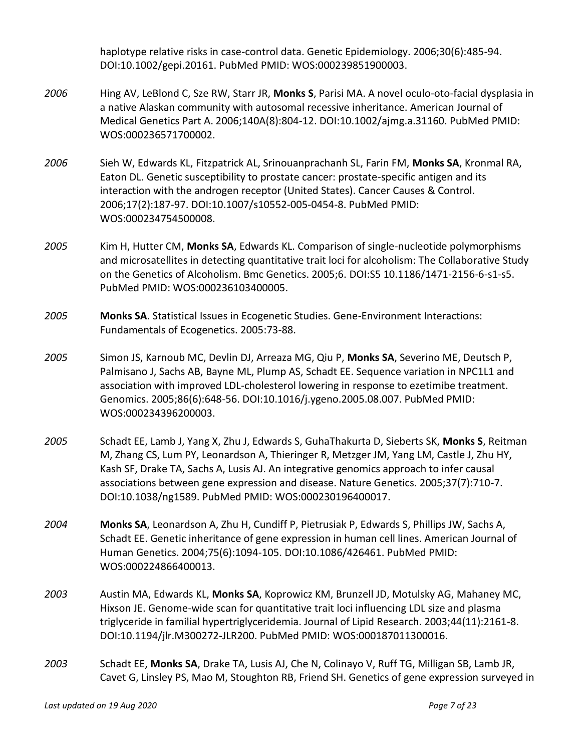haplotype relative risks in case-control data. Genetic Epidemiology. 2006;30(6):485-94. DOI:10.1002/gepi.20161. PubMed PMID: WOS:000239851900003.

*2006* Hing AV, LeBlond C, Sze RW, Starr JR, **Monks S**, Parisi MA. A novel oculo-oto-facial dysplasia in a native Alaskan community with autosomal recessive inheritance. American Journal of Medical Genetics Part A. 2006;140A(8):804-12. DOI:10.1002/ajmg.a.31160. PubMed PMID: WOS:000236571700002.

*2006* Sieh W, Edwards KL, Fitzpatrick AL, Srinouanprachanh SL, Farin FM, **Monks SA**, Kronmal RA, Eaton DL. Genetic susceptibility to prostate cancer: prostate-specific antigen and its interaction with the androgen receptor (United States). Cancer Causes & Control. 2006;17(2):187-97. DOI:10.1007/s10552-005-0454-8. PubMed PMID: WOS:000234754500008.

*2005* Kim H, Hutter CM, **Monks SA**, Edwards KL. Comparison of single-nucleotide polymorphisms and microsatellites in detecting quantitative trait loci for alcoholism: The Collaborative Study on the Genetics of Alcoholism. Bmc Genetics. 2005;6. DOI:S5 10.1186/1471-2156-6-s1-s5. PubMed PMID: WOS:000236103400005.

*2005* **Monks SA**. Statistical Issues in Ecogenetic Studies. Gene-Environment Interactions: Fundamentals of Ecogenetics. 2005:73-88.

*2005* Simon JS, Karnoub MC, Devlin DJ, Arreaza MG, Qiu P, **Monks SA**, Severino ME, Deutsch P, Palmisano J, Sachs AB, Bayne ML, Plump AS, Schadt EE. Sequence variation in NPC1L1 and association with improved LDL-cholesterol lowering in response to ezetimibe treatment. Genomics. 2005;86(6):648-56. DOI:10.1016/j.ygeno.2005.08.007. PubMed PMID: WOS:000234396200003.

*2005* Schadt EE, Lamb J, Yang X, Zhu J, Edwards S, GuhaThakurta D, Sieberts SK, **Monks S**, Reitman M, Zhang CS, Lum PY, Leonardson A, Thieringer R, Metzger JM, Yang LM, Castle J, Zhu HY, Kash SF, Drake TA, Sachs A, Lusis AJ. An integrative genomics approach to infer causal associations between gene expression and disease. Nature Genetics. 2005;37(7):710-7. DOI:10.1038/ng1589. PubMed PMID: WOS:000230196400017.

*2004* **Monks SA**, Leonardson A, Zhu H, Cundiff P, Pietrusiak P, Edwards S, Phillips JW, Sachs A, Schadt EE. Genetic inheritance of gene expression in human cell lines. American Journal of Human Genetics. 2004;75(6):1094-105. DOI:10.1086/426461. PubMed PMID: WOS:000224866400013.

*2003* Austin MA, Edwards KL, **Monks SA**, Koprowicz KM, Brunzell JD, Motulsky AG, Mahaney MC, Hixson JE. Genome-wide scan for quantitative trait loci influencing LDL size and plasma triglyceride in familial hypertriglyceridemia. Journal of Lipid Research. 2003;44(11):2161-8. DOI:10.1194/jlr.M300272-JLR200. PubMed PMID: WOS:000187011300016.

*2003* Schadt EE, **Monks SA**, Drake TA, Lusis AJ, Che N, Colinayo V, Ruff TG, Milligan SB, Lamb JR, Cavet G, Linsley PS, Mao M, Stoughton RB, Friend SH. Genetics of gene expression surveyed in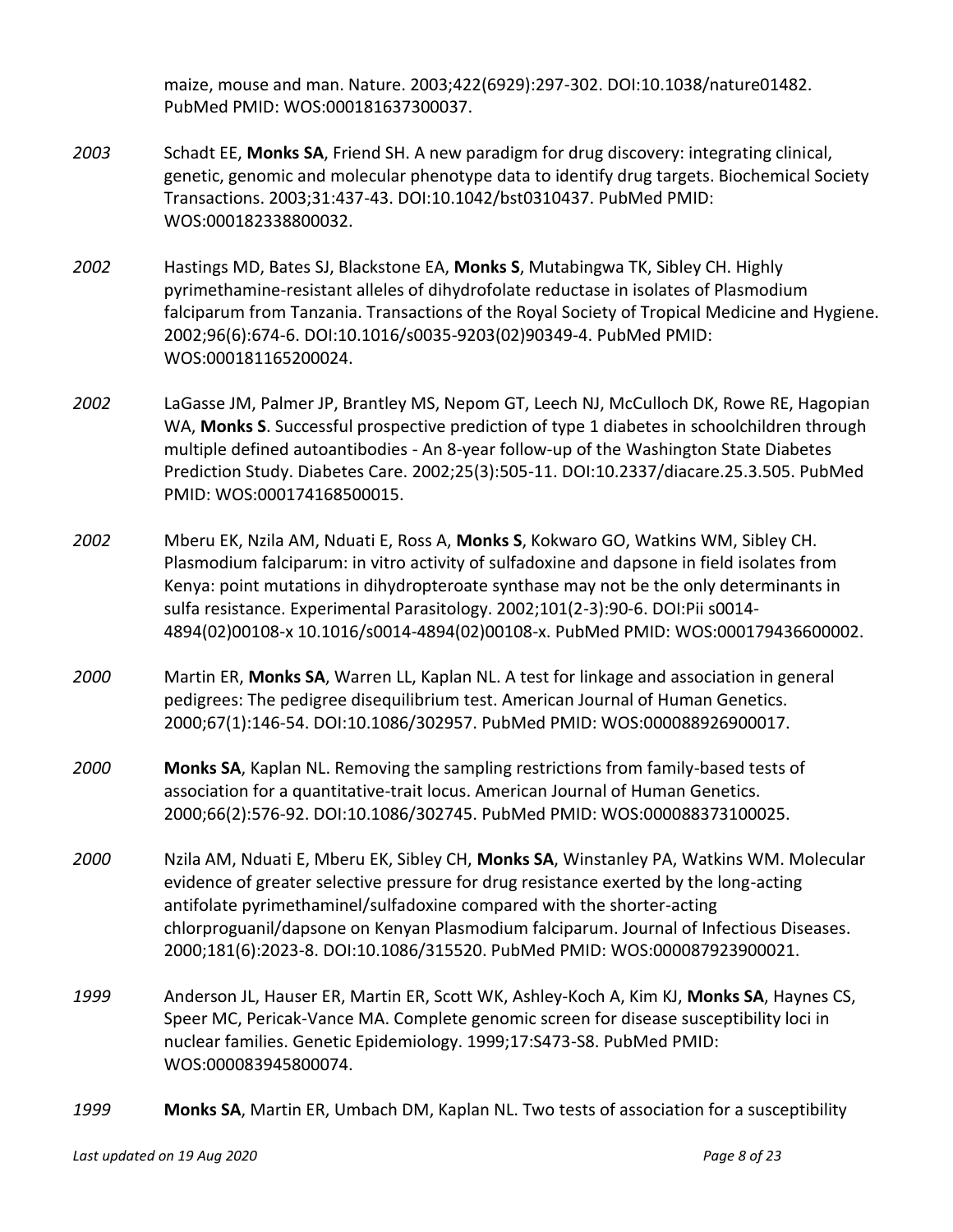maize, mouse and man. Nature. 2003;422(6929):297-302. DOI:10.1038/nature01482. PubMed PMID: WOS:000181637300037.

*2003* Schadt EE, **Monks SA**, Friend SH. A new paradigm for drug discovery: integrating clinical, genetic, genomic and molecular phenotype data to identify drug targets. Biochemical Society Transactions. 2003;31:437-43. DOI:10.1042/bst0310437. PubMed PMID: WOS:000182338800032.

*2002* Hastings MD, Bates SJ, Blackstone EA, **Monks S**, Mutabingwa TK, Sibley CH. Highly pyrimethamine-resistant alleles of dihydrofolate reductase in isolates of Plasmodium falciparum from Tanzania. Transactions of the Royal Society of Tropical Medicine and Hygiene. 2002;96(6):674-6. DOI:10.1016/s0035-9203(02)90349-4. PubMed PMID: WOS:000181165200024.

*2002* LaGasse JM, Palmer JP, Brantley MS, Nepom GT, Leech NJ, McCulloch DK, Rowe RE, Hagopian WA, **Monks S**. Successful prospective prediction of type 1 diabetes in schoolchildren through multiple defined autoantibodies - An 8-year follow-up of the Washington State Diabetes Prediction Study. Diabetes Care. 2002;25(3):505-11. DOI:10.2337/diacare.25.3.505. PubMed PMID: WOS:000174168500015.

*2002* Mberu EK, Nzila AM, Nduati E, Ross A, **Monks S**, Kokwaro GO, Watkins WM, Sibley CH. Plasmodium falciparum: in vitro activity of sulfadoxine and dapsone in field isolates from Kenya: point mutations in dihydropteroate synthase may not be the only determinants in sulfa resistance. Experimental Parasitology. 2002;101(2-3):90-6. DOI:Pii s0014-4894(02)00108-x 10.1016/s0014-4894(02)00108-x. PubMed PMID: WOS:000179436600002.

*2000* Martin ER, **Monks SA**, Warren LL, Kaplan NL. A test for linkage and association in general pedigrees: The pedigree disequilibrium test. American Journal of Human Genetics. 2000;67(1):146-54. DOI:10.1086/302957. PubMed PMID: WOS:000088926900017.

*2000* **Monks SA**, Kaplan NL. Removing the sampling restrictions from family-based tests of association for a quantitative-trait locus. American Journal of Human Genetics. 2000;66(2):576-92. DOI:10.1086/302745. PubMed PMID: WOS:000088373100025.

*2000* Nzila AM, Nduati E, Mberu EK, Sibley CH, **Monks SA**, Winstanley PA, Watkins WM. Molecular evidence of greater selective pressure for drug resistance exerted by the long-acting antifolate pyrimethaminel/sulfadoxine compared with the shorter-acting chlorproguanil/dapsone on Kenyan Plasmodium falciparum. Journal of Infectious Diseases. 2000;181(6):2023-8. DOI:10.1086/315520. PubMed PMID: WOS:000087923900021.

*1999* Anderson JL, Hauser ER, Martin ER, Scott WK, Ashley-Koch A, Kim KJ, **Monks SA**, Haynes CS, Speer MC, Pericak-Vance MA. Complete genomic screen for disease susceptibility loci in nuclear families. Genetic Epidemiology. 1999;17:S473-S8. PubMed PMID: WOS:000083945800074.

*1999* **Monks SA**, Martin ER, Umbach DM, Kaplan NL. Two tests of association for a susceptibility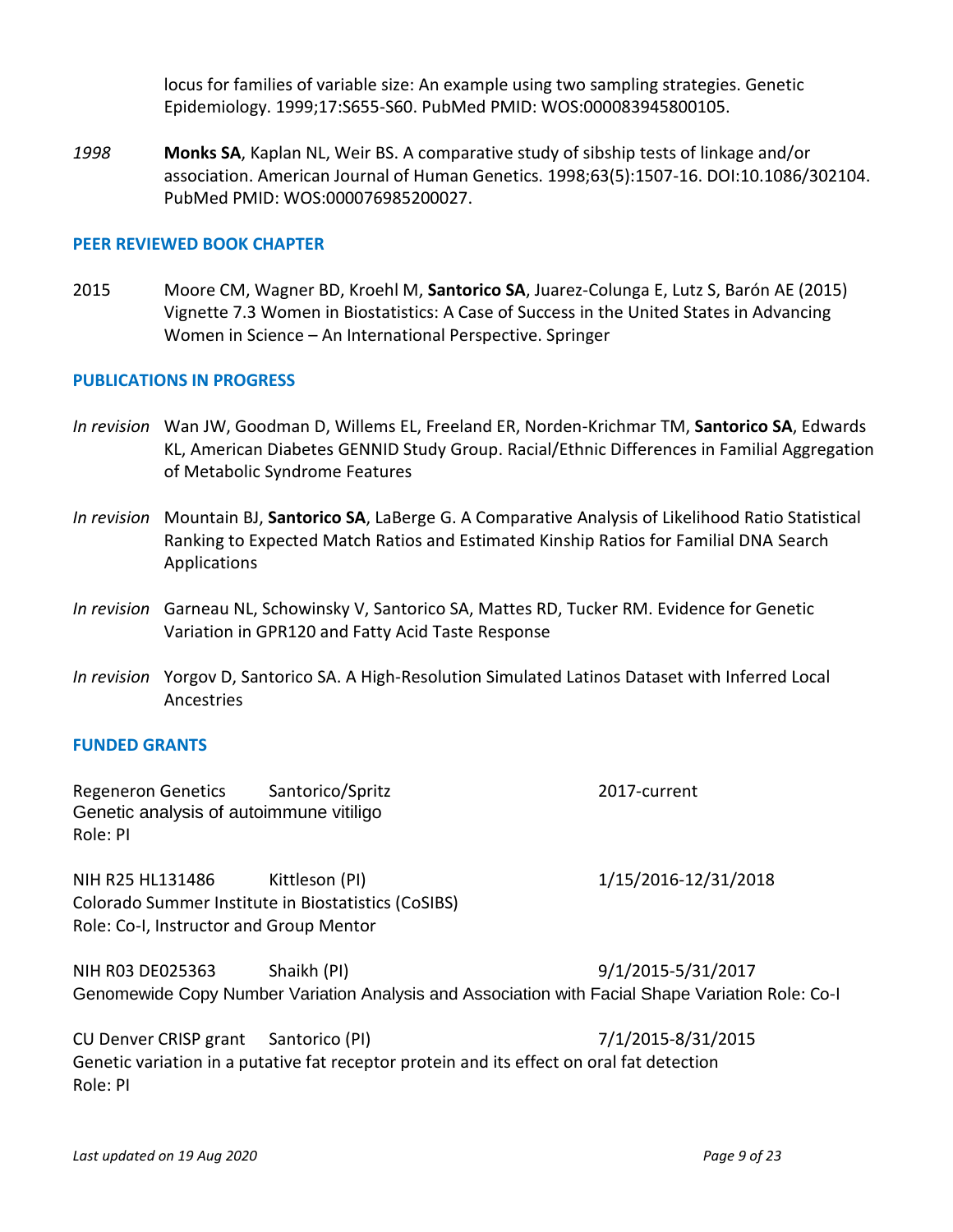locus for families of variable size: An example using two sampling strategies. Genetic Epidemiology. 1999;17:S655-S60. PubMed PMID: WOS:000083945800105.

*1998* **Monks SA**, Kaplan NL, Weir BS. A comparative study of sibship tests of linkage and/or association. American Journal of Human Genetics. 1998;63(5):1507-16. DOI:10.1086/302104. PubMed PMID: WOS:000076985200027.

### PEER REVIEWED BOOK CHAPTER

2015 Moore CM, Wagner BD, Kroehl M, **Santorico SA**, Juarez-Colunga E, Lutz S, Barón AE (2015) Vignette 7.3 Women in Biostatistics: A Case of Success in the United States in Advancing Women in Science – An International Perspective. Springer

### PUBLICATIONS IN PROGRESS

*In revision* Wan JW, Goodman D, Willems EL, Freeland ER, Norden-Krichmar TM, **Santorico SA**, Edwards KL, American Diabetes GENNID Study Group. Racial/Ethnic Differences in Familial Aggregation of Metabolic Syndrome Features

*In revision* Mountain BJ, **Santorico SA**, LaBerge G. A Comparative Analysis of Likelihood Ratio Statistical Ranking to Expected Match Ratios and Estimated Kinship Ratios for Familial DNA Search Applications

*In revision* Garneau NL, Schowinsky V, Santorico SA, Mattes RD, Tucker RM. Evidence for Genetic Variation in GPR120 and Fatty Acid Taste Response

*In revision* Yorgov D, Santorico SA. A High-Resolution Simulated Latinos Dataset with Inferred Local Ancestries

### FUNDED GRANTS

Regeneron Genetics Santorico/Spritz 2017-current
Genetic analysis of autoimmune vitiligo
Role: PI

NIH R25 HL131486 Kittleson (PI) 1/15/2016-12/31/2018
Colorado Summer Institute in Biostatistics (CoSIBS)
Role: Co-I, Instructor and Group Mentor

NIH R03 DE025363 Shaikh (PI) 9/1/2015-5/31/2017
Genomewide Copy Number Variation Analysis and Association with Facial Shape Variation Role: Co-I

CU Denver CRISP grant Santorico (PI) 7/1/2015-8/31/2015
Genetic variation in a putative fat receptor protein and its effect on oral fat detection
Role: PI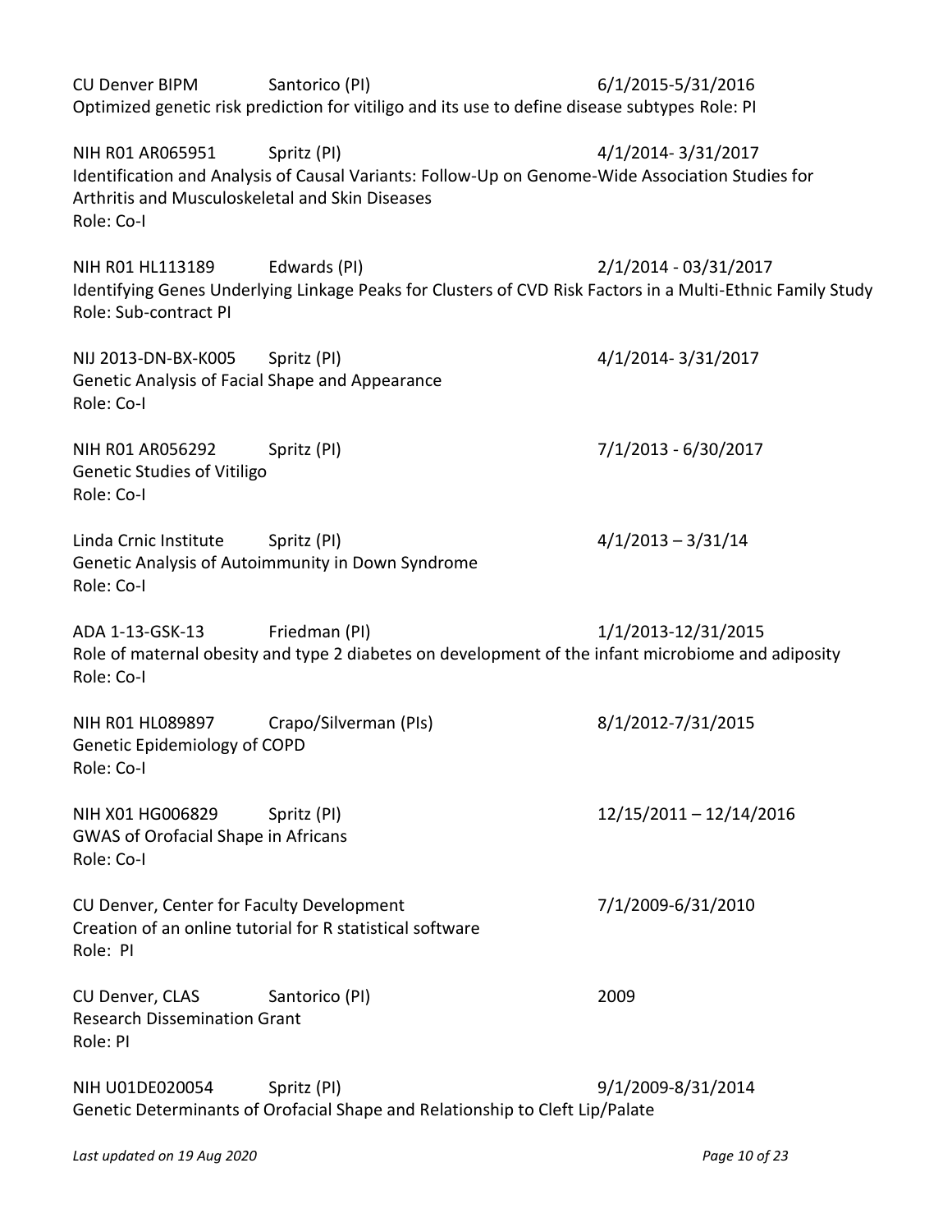CU Denver BIPM Santorico (PI) 6/1/2015-5/31/2016
Optimized genetic risk prediction for vitiligo and its use to define disease subtypes Role: PI

NIH R01 AR065951 Spritz (PI) 4/1/2014- 3/31/2017
Identification and Analysis of Causal Variants: Follow-Up on Genome-Wide Association Studies for Arthritis and Musculoskeletal and Skin Diseases
Role: Co-I

NIH R01 HL113189 Edwards (PI) 2/1/2014 - 03/31/2017
Identifying Genes Underlying Linkage Peaks for Clusters of CVD Risk Factors in a Multi-Ethnic Family Study
Role: Sub-contract PI

NIJ 2013-DN-BX-K005 Spritz (PI) 4/1/2014- 3/31/2017
Genetic Analysis of Facial Shape and Appearance
Role: Co-I

NIH R01 AR056292 Spritz (PI) 7/1/2013 - 6/30/2017
Genetic Studies of Vitiligo
Role: Co-I

Linda Crnic Institute Spritz (PI) 4/1/2013 – 3/31/14
Genetic Analysis of Autoimmunity in Down Syndrome
Role: Co-I

ADA 1-13-GSK-13 Friedman (PI) 1/1/2013-12/31/2015
Role of maternal obesity and type 2 diabetes on development of the infant microbiome and adiposity
Role: Co-I

NIH R01 HL089897 Crapo/Silverman (PIs) 8/1/2012-7/31/2015
Genetic Epidemiology of COPD
Role: Co-I

NIH X01 HG006829 Spritz (PI) 12/15/2011 – 12/14/2016
GWAS of Orofacial Shape in Africans
Role: Co-I

CU Denver, Center for Faculty Development 7/1/2009-6/31/2010
Creation of an online tutorial for R statistical software
Role: PI

CU Denver, CLAS Santorico (PI) 2009
Research Dissemination Grant
Role: PI

NIH U01DE020054 Spritz (PI) 9/1/2009-8/31/2014
Genetic Determinants of Orofacial Shape and Relationship to Cleft Lip/Palate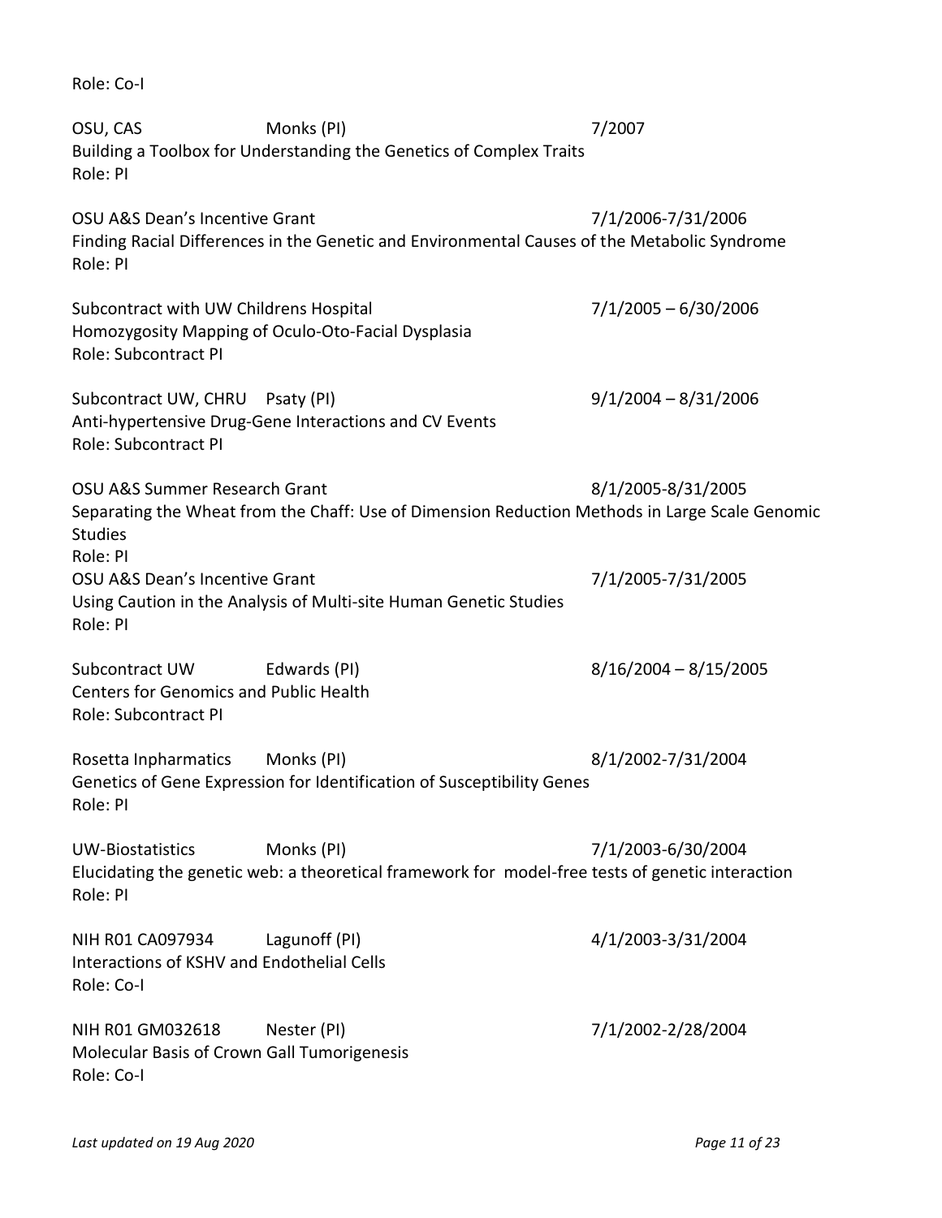Role: Co-I

OSU, CAS Monks (PI) 7/2007
Building a Toolbox for Understanding the Genetics of Complex Traits
Role: PI

OSU A&S Dean's Incentive Grant 7/1/2006-7/31/2006
Finding Racial Differences in the Genetic and Environmental Causes of the Metabolic Syndrome
Role: PI

Subcontract with UW Childrens Hospital 7/1/2005 – 6/30/2006
Homozygosity Mapping of Oculo-Oto-Facial Dysplasia
Role: Subcontract PI

Subcontract UW, CHRU Psaty (PI) 9/1/2004 – 8/31/2006
Anti-hypertensive Drug-Gene Interactions and CV Events
Role: Subcontract PI

OSU A&S Summer Research Grant 8/1/2005-8/31/2005
Separating the Wheat from the Chaff: Use of Dimension Reduction Methods in Large Scale Genomic Studies
Role: PI

OSU A&S Dean's Incentive Grant 7/1/2005-7/31/2005
Using Caution in the Analysis of Multi-site Human Genetic Studies
Role: PI

Subcontract UW Edwards (PI) 8/16/2004 – 8/15/2005
Centers for Genomics and Public Health
Role: Subcontract PI

Rosetta Inpharmatics Monks (PI) 8/1/2002-7/31/2004
Genetics of Gene Expression for Identification of Susceptibility Genes
Role: PI

UW-Biostatistics Monks (PI) 7/1/2003-6/30/2004
Elucidating the genetic web: a theoretical framework for model-free tests of genetic interaction
Role: PI

NIH R01 CA097934 Lagunoff (PI) 4/1/2003-3/31/2004
Interactions of KSHV and Endothelial Cells
Role: Co-I

NIH R01 GM032618 Nester (PI) 7/1/2002-2/28/2004
Molecular Basis of Crown Gall Tumorigenesis
Role: Co-I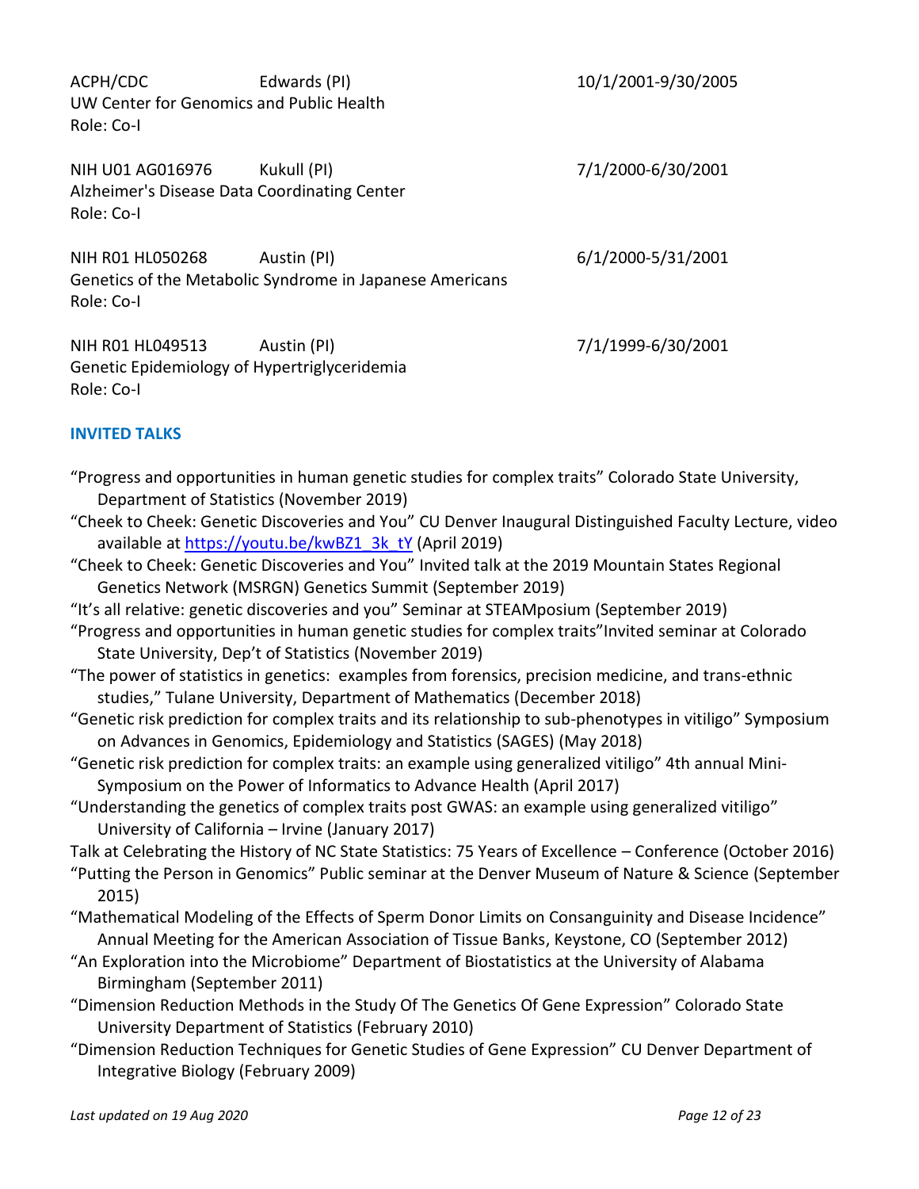ACPH/CDC Edwards (PI) 10/1/2001-9/30/2005
UW Center for Genomics and Public Health
Role: Co-I

NIH U01 AG016976 Kukull (PI) 7/1/2000-6/30/2001
Alzheimer's Disease Data Coordinating Center
Role: Co-I

NIH R01 HL050268 Austin (PI) 6/1/2000-5/31/2001
Genetics of the Metabolic Syndrome in Japanese Americans
Role: Co-I

NIH R01 HL049513 Austin (PI) 7/1/1999-6/30/2001
Genetic Epidemiology of Hypertriglyceridemia
Role: Co-I

## INVITED TALKS

"Progress and opportunities in human genetic studies for complex traits" Colorado State University, Department of Statistics (November 2019)

"Cheek to Cheek: Genetic Discoveries and You" CU Denver Inaugural Distinguished Faculty Lecture, video available at [https://youtu.be/kwBZ1_3k_tY](https://youtu.be/kwBZ1_3k_tY) (April 2019)

"Cheek to Cheek: Genetic Discoveries and You" Invited talk at the 2019 Mountain States Regional Genetics Network (MSRGN) Genetics Summit (September 2019)

"It's all relative: genetic discoveries and you" Seminar at STEAMposium (September 2019)

"Progress and opportunities in human genetic studies for complex traits"Invited seminar at Colorado State University, Dep't of Statistics (November 2019)

"The power of statistics in genetics: examples from forensics, precision medicine, and trans-ethnic studies," Tulane University, Department of Mathematics (December 2018)

"Genetic risk prediction for complex traits and its relationship to sub-phenotypes in vitiligo" Symposium on Advances in Genomics, Epidemiology and Statistics (SAGES) (May 2018)

"Genetic risk prediction for complex traits: an example using generalized vitiligo" 4th annual Mini-Symposium on the Power of Informatics to Advance Health (April 2017)

"Understanding the genetics of complex traits post GWAS: an example using generalized vitiligo" University of California – Irvine (January 2017)

Talk at Celebrating the History of NC State Statistics: 75 Years of Excellence – Conference (October 2016)

"Putting the Person in Genomics" Public seminar at the Denver Museum of Nature & Science (September 2015)

"Mathematical Modeling of the Effects of Sperm Donor Limits on Consanguinity and Disease Incidence" Annual Meeting for the American Association of Tissue Banks, Keystone, CO (September 2012)

"An Exploration into the Microbiome" Department of Biostatistics at the University of Alabama Birmingham (September 2011)

"Dimension Reduction Methods in the Study Of The Genetics Of Gene Expression" Colorado State University Department of Statistics (February 2010)

"Dimension Reduction Techniques for Genetic Studies of Gene Expression" CU Denver Department of Integrative Biology (February 2009)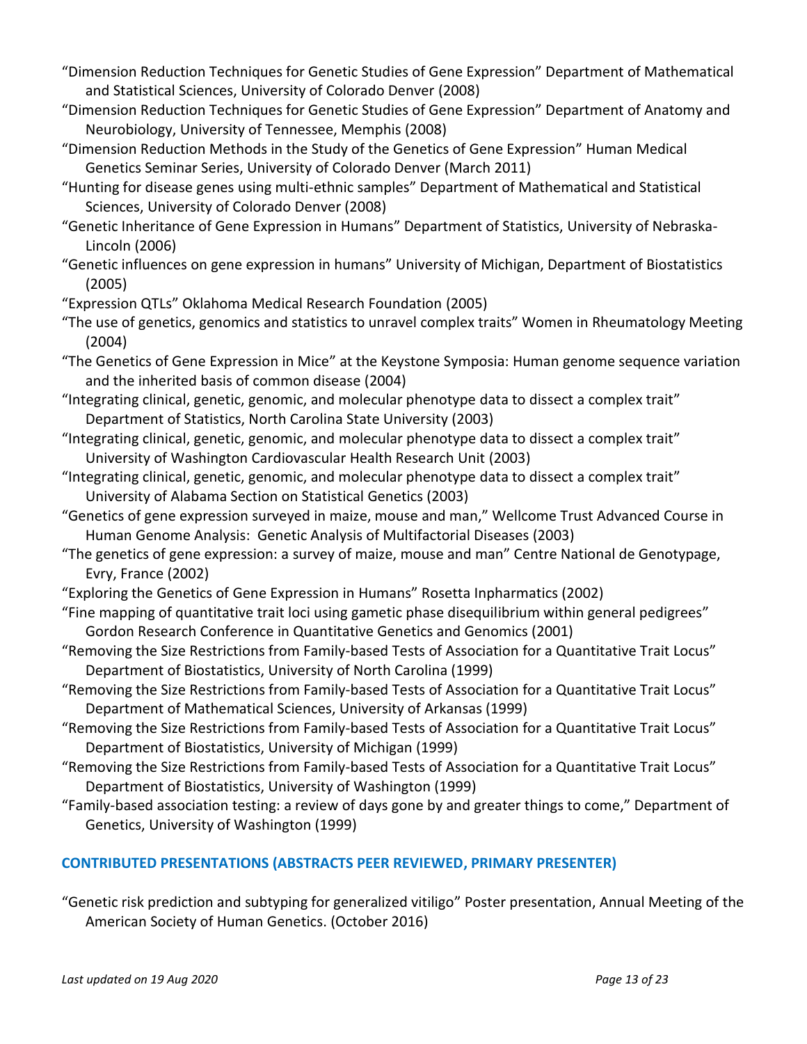“Dimension Reduction Techniques for Genetic Studies of Gene Expression” Department of Mathematical and Statistical Sciences, University of Colorado Denver (2008)

“Dimension Reduction Techniques for Genetic Studies of Gene Expression” Department of Anatomy and Neurobiology, University of Tennessee, Memphis (2008)

“Dimension Reduction Methods in the Study of the Genetics of Gene Expression” Human Medical Genetics Seminar Series, University of Colorado Denver (March 2011)

“Hunting for disease genes using multi-ethnic samples” Department of Mathematical and Statistical Sciences, University of Colorado Denver (2008)

“Genetic Inheritance of Gene Expression in Humans” Department of Statistics, University of Nebraska-Lincoln (2006)

“Genetic influences on gene expression in humans” University of Michigan, Department of Biostatistics (2005)

“Expression QTLs” Oklahoma Medical Research Foundation (2005)

“The use of genetics, genomics and statistics to unravel complex traits” Women in Rheumatology Meeting (2004)

“The Genetics of Gene Expression in Mice” at the Keystone Symposia: Human genome sequence variation and the inherited basis of common disease (2004)

“Integrating clinical, genetic, genomic, and molecular phenotype data to dissect a complex trait” Department of Statistics, North Carolina State University (2003)

“Integrating clinical, genetic, genomic, and molecular phenotype data to dissect a complex trait” University of Washington Cardiovascular Health Research Unit (2003)

“Integrating clinical, genetic, genomic, and molecular phenotype data to dissect a complex trait” University of Alabama Section on Statistical Genetics (2003)

“Genetics of gene expression surveyed in maize, mouse and man,” Wellcome Trust Advanced Course in Human Genome Analysis: Genetic Analysis of Multifactorial Diseases (2003)

“The genetics of gene expression: a survey of maize, mouse and man” Centre National de Genotypage, Evry, France (2002)

“Exploring the Genetics of Gene Expression in Humans” Rosetta Inpharmatics (2002)

“Fine mapping of quantitative trait loci using gametic phase disequilibrium within general pedigrees” Gordon Research Conference in Quantitative Genetics and Genomics (2001)

“Removing the Size Restrictions from Family-based Tests of Association for a Quantitative Trait Locus” Department of Biostatistics, University of North Carolina (1999)

“Removing the Size Restrictions from Family-based Tests of Association for a Quantitative Trait Locus” Department of Mathematical Sciences, University of Arkansas (1999)

“Removing the Size Restrictions from Family-based Tests of Association for a Quantitative Trait Locus” Department of Biostatistics, University of Michigan (1999)

“Removing the Size Restrictions from Family-based Tests of Association for a Quantitative Trait Locus” Department of Biostatistics, University of Washington (1999)

“Family-based association testing: a review of days gone by and greater things to come,” Department of Genetics, University of Washington (1999)

## CONTRIBUTED PRESENTATIONS (ABSTRACTS PEER REVIEWED, PRIMARY PRESENTER)

“Genetic risk prediction and subtyping for generalized vitiligo” Poster presentation, Annual Meeting of the American Society of Human Genetics. (October 2016)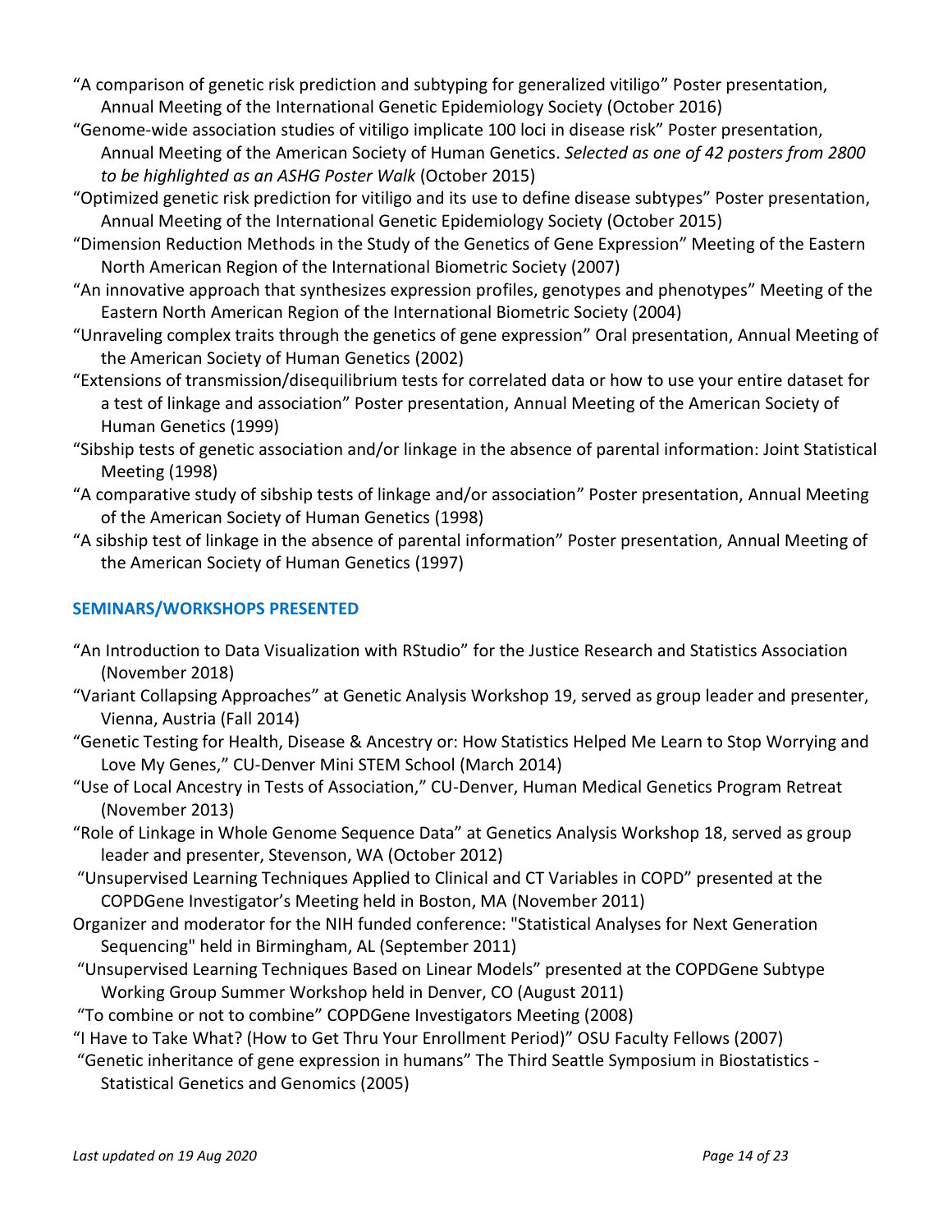"A comparison of genetic risk prediction and subtyping for generalized vitiligo" Poster presentation, Annual Meeting of the International Genetic Epidemiology Society (October 2016)

"Genome-wide association studies of vitiligo implicate 100 loci in disease risk" Poster presentation, Annual Meeting of the American Society of Human Genetics. *Selected as one of 42 posters from 2800 to be highlighted as an ASHG Poster Walk* (October 2015)

"Optimized genetic risk prediction for vitiligo and its use to define disease subtypes" Poster presentation, Annual Meeting of the International Genetic Epidemiology Society (October 2015)

"Dimension Reduction Methods in the Study of the Genetics of Gene Expression" Meeting of the Eastern North American Region of the International Biometric Society (2007)

"An innovative approach that synthesizes expression profiles, genotypes and phenotypes" Meeting of the Eastern North American Region of the International Biometric Society (2004)

"Unraveling complex traits through the genetics of gene expression" Oral presentation, Annual Meeting of the American Society of Human Genetics (2002)

"Extensions of transmission/disequilibrium tests for correlated data or how to use your entire dataset for a test of linkage and association" Poster presentation, Annual Meeting of the American Society of Human Genetics (1999)

"Sibship tests of genetic association and/or linkage in the absence of parental information: Joint Statistical Meeting (1998)

"A comparative study of sibship tests of linkage and/or association" Poster presentation, Annual Meeting of the American Society of Human Genetics (1998)

"A sibship test of linkage in the absence of parental information" Poster presentation, Annual Meeting of the American Society of Human Genetics (1997)

## SEMINARS/WORKSHOPS PRESENTED

"An Introduction to Data Visualization with RStudio" for the Justice Research and Statistics Association (November 2018)

"Variant Collapsing Approaches" at Genetic Analysis Workshop 19, served as group leader and presenter, Vienna, Austria (Fall 2014)

"Genetic Testing for Health, Disease & Ancestry or: How Statistics Helped Me Learn to Stop Worrying and Love My Genes," CU-Denver Mini STEM School (March 2014)

"Use of Local Ancestry in Tests of Association," CU-Denver, Human Medical Genetics Program Retreat (November 2013)

"Role of Linkage in Whole Genome Sequence Data" at Genetics Analysis Workshop 18, served as group leader and presenter, Stevenson, WA (October 2012)

"Unsupervised Learning Techniques Applied to Clinical and CT Variables in COPD" presented at the COPDGene Investigator's Meeting held in Boston, MA (November 2011)

Organizer and moderator for the NIH funded conference: "Statistical Analyses for Next Generation Sequencing" held in Birmingham, AL (September 2011)

"Unsupervised Learning Techniques Based on Linear Models" presented at the COPDGene Subtype Working Group Summer Workshop held in Denver, CO (August 2011)

"To combine or not to combine" COPDGene Investigators Meeting (2008)

"I Have to Take What? (How to Get Thru Your Enrollment Period)" OSU Faculty Fellows (2007)

"Genetic inheritance of gene expression in humans" The Third Seattle Symposium in Biostatistics - Statistical Genetics and Genomics (2005)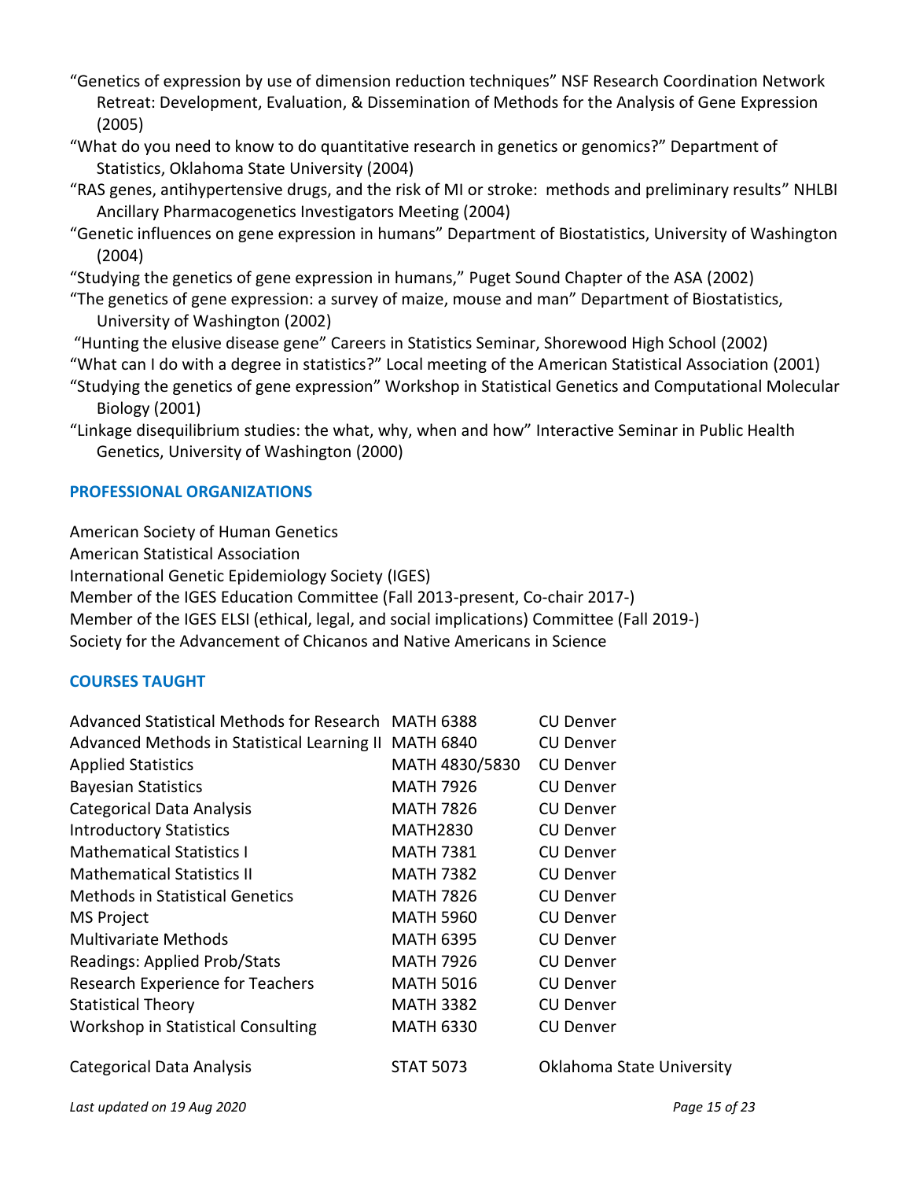"Genetics of expression by use of dimension reduction techniques" NSF Research Coordination Network Retreat: Development, Evaluation, & Dissemination of Methods for the Analysis of Gene Expression (2005)

"What do you need to know to do quantitative research in genetics or genomics?" Department of Statistics, Oklahoma State University (2004)

"RAS genes, antihypertensive drugs, and the risk of MI or stroke: methods and preliminary results" NHLBI Ancillary Pharmacogenetics Investigators Meeting (2004)

"Genetic influences on gene expression in humans" Department of Biostatistics, University of Washington (2004)

"Studying the genetics of gene expression in humans," Puget Sound Chapter of the ASA (2002)

"The genetics of gene expression: a survey of maize, mouse and man" Department of Biostatistics, University of Washington (2002)

"Hunting the elusive disease gene" Careers in Statistics Seminar, Shorewood High School (2002)

"What can I do with a degree in statistics?" Local meeting of the American Statistical Association (2001)

"Studying the genetics of gene expression" Workshop in Statistical Genetics and Computational Molecular Biology (2001)

"Linkage disequilibrium studies: the what, why, when and how" Interactive Seminar in Public Health Genetics, University of Washington (2000)

## PROFESSIONAL ORGANIZATIONS

American Society of Human Genetics
American Statistical Association
International Genetic Epidemiology Society (IGES)
Member of the IGES Education Committee (Fall 2013-present, Co-chair 2017-)
Member of the IGES ELSI (ethical, legal, and social implications) Committee (Fall 2019-)
Society for the Advancement of Chicanos and Native Americans in Science

## COURSES TAUGHT

| | | |
|---|---|---|
| Advanced Statistical Methods for Research | MATH 6388 | CU Denver |
| Advanced Methods in Statistical Learning II | MATH 6840 | CU Denver |
| Applied Statistics | MATH 4830/5830 | CU Denver |
| Bayesian Statistics | MATH 7926 | CU Denver |
| Categorical Data Analysis | MATH 7826 | CU Denver |
| Introductory Statistics | MATH2830 | CU Denver |
| Mathematical Statistics I | MATH 7381 | CU Denver |
| Mathematical Statistics II | MATH 7382 | CU Denver |
| Methods in Statistical Genetics | MATH 7826 | CU Denver |
| MS Project | MATH 5960 | CU Denver |
| Multivariate Methods | MATH 6395 | CU Denver |
| Readings: Applied Prob/Stats | MATH 7926 | CU Denver |
| Research Experience for Teachers | MATH 5016 | CU Denver |
| Statistical Theory | MATH 3382 | CU Denver |
| Workshop in Statistical Consulting | MATH 6330 | CU Denver |
| Categorical Data Analysis | STAT 5073 | Oklahoma State University |

*Last updated on 19 Aug 2020*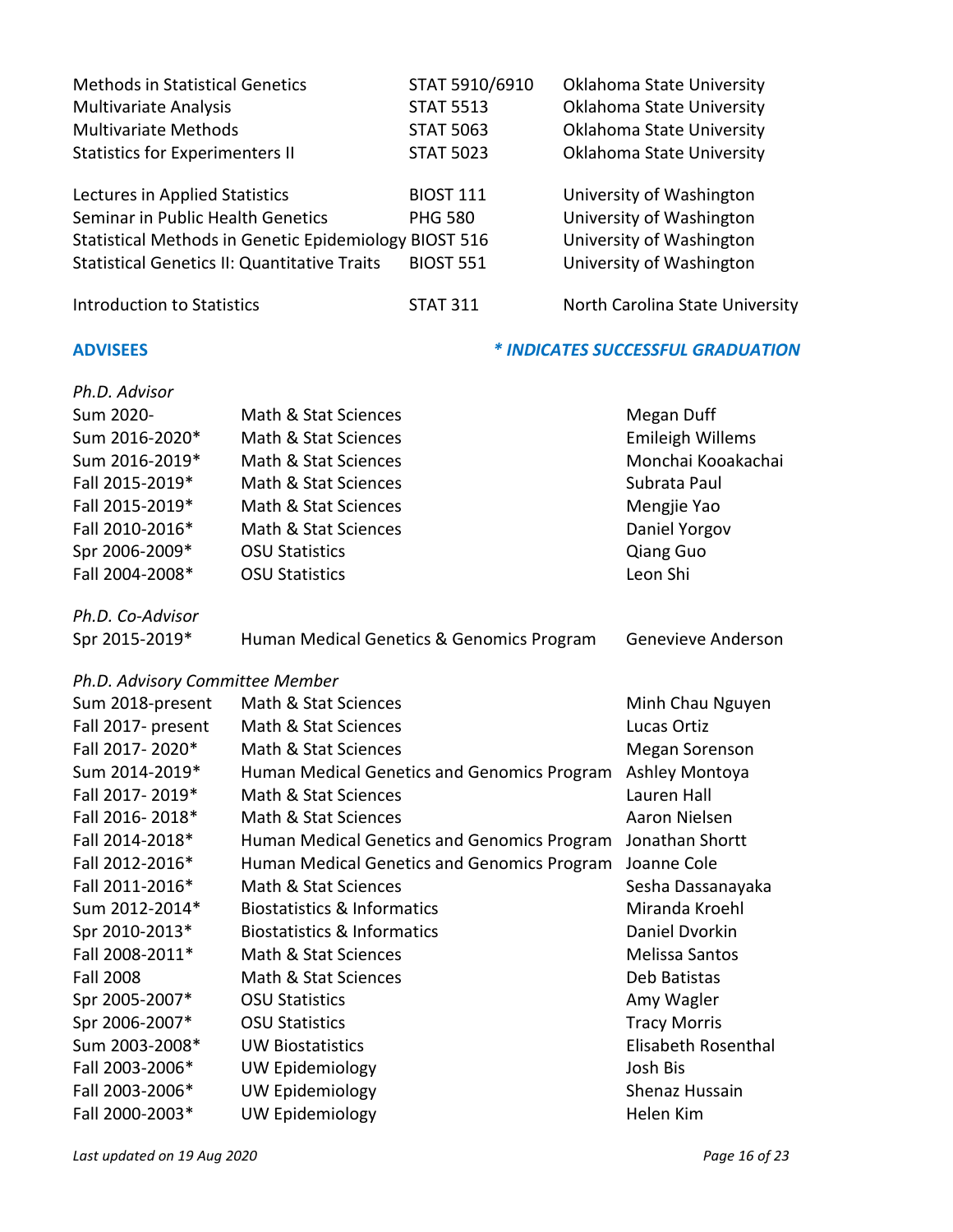| | | |
|---|---|---|
| Methods in Statistical Genetics | STAT 5910/6910 | Oklahoma State University |
| Multivariate Analysis | STAT 5513 | Oklahoma State University |
| Multivariate Methods | STAT 5063 | Oklahoma State University |
| Statistics for Experimenters II | STAT 5023 | Oklahoma State University |
| Lectures in Applied Statistics | BIOST 111 | University of Washington |
| Seminar in Public Health Genetics | PHG 580 | University of Washington |
| Statistical Methods in Genetic Epidemiology | BIOST 516 | University of Washington |
| Statistical Genetics II: Quantitative Traits | BIOST 551 | University of Washington |
| Introduction to Statistics | STAT 311 | North Carolina State University |

## ADVISEES

***\* INDICATES SUCCESSFUL GRADUATION***

*Ph.D. Advisor*

| | | |
|---|---|---|
| Sum 2020- | Math & Stat Sciences | Megan Duff |
| Sum 2016-2020* | Math & Stat Sciences | Emileigh Willems |
| Sum 2016-2019* | Math & Stat Sciences | Monchai Kooakachai |
| Fall 2015-2019* | Math & Stat Sciences | Subrata Paul |
| Fall 2015-2019* | Math & Stat Sciences | Mengjie Yao |
| Fall 2010-2016* | Math & Stat Sciences | Daniel Yorgov |
| Spr 2006-2009* | OSU Statistics | Qiang Guo |
| Fall 2004-2008* | OSU Statistics | Leon Shi |

*Ph.D. Co-Advisor*

| | | |
|---|---|---|
| Spr 2015-2019* | Human Medical Genetics & Genomics Program | Genevieve Anderson |

*Ph.D. Advisory Committee Member*

| | | |
|---|---|---|
| Sum 2018-present | Math & Stat Sciences | Minh Chau Nguyen |
| Fall 2017- present | Math & Stat Sciences | Lucas Ortiz |
| Fall 2017- 2020* | Math & Stat Sciences | Megan Sorenson |
| Sum 2014-2019* | Human Medical Genetics and Genomics Program | Ashley Montoya |
| Fall 2017- 2019* | Math & Stat Sciences | Lauren Hall |
| Fall 2016- 2018* | Math & Stat Sciences | Aaron Nielsen |
| Fall 2014-2018* | Human Medical Genetics and Genomics Program | Jonathan Shortt |
| Fall 2012-2016* | Human Medical Genetics and Genomics Program | Joanne Cole |
| Fall 2011-2016* | Math & Stat Sciences | Sesha Dassanayaka |
| Sum 2012-2014* | Biostatistics & Informatics | Miranda Kroehl |
| Spr 2010-2013* | Biostatistics & Informatics | Daniel Dvorkin |
| Fall 2008-2011* | Math & Stat Sciences | Melissa Santos |
| Fall 2008 | Math & Stat Sciences | Deb Batistas |
| Spr 2005-2007* | OSU Statistics | Amy Wagler |
| Spr 2006-2007* | OSU Statistics | Tracy Morris |
| Sum 2003-2008* | UW Biostatistics | Elisabeth Rosenthal |
| Fall 2003-2006* | UW Epidemiology | Josh Bis |
| Fall 2003-2006* | UW Epidemiology | Shenaz Hussain |
| Fall 2000-2003* | UW Epidemiology | Helen Kim |

*Last updated on 19 Aug 2020*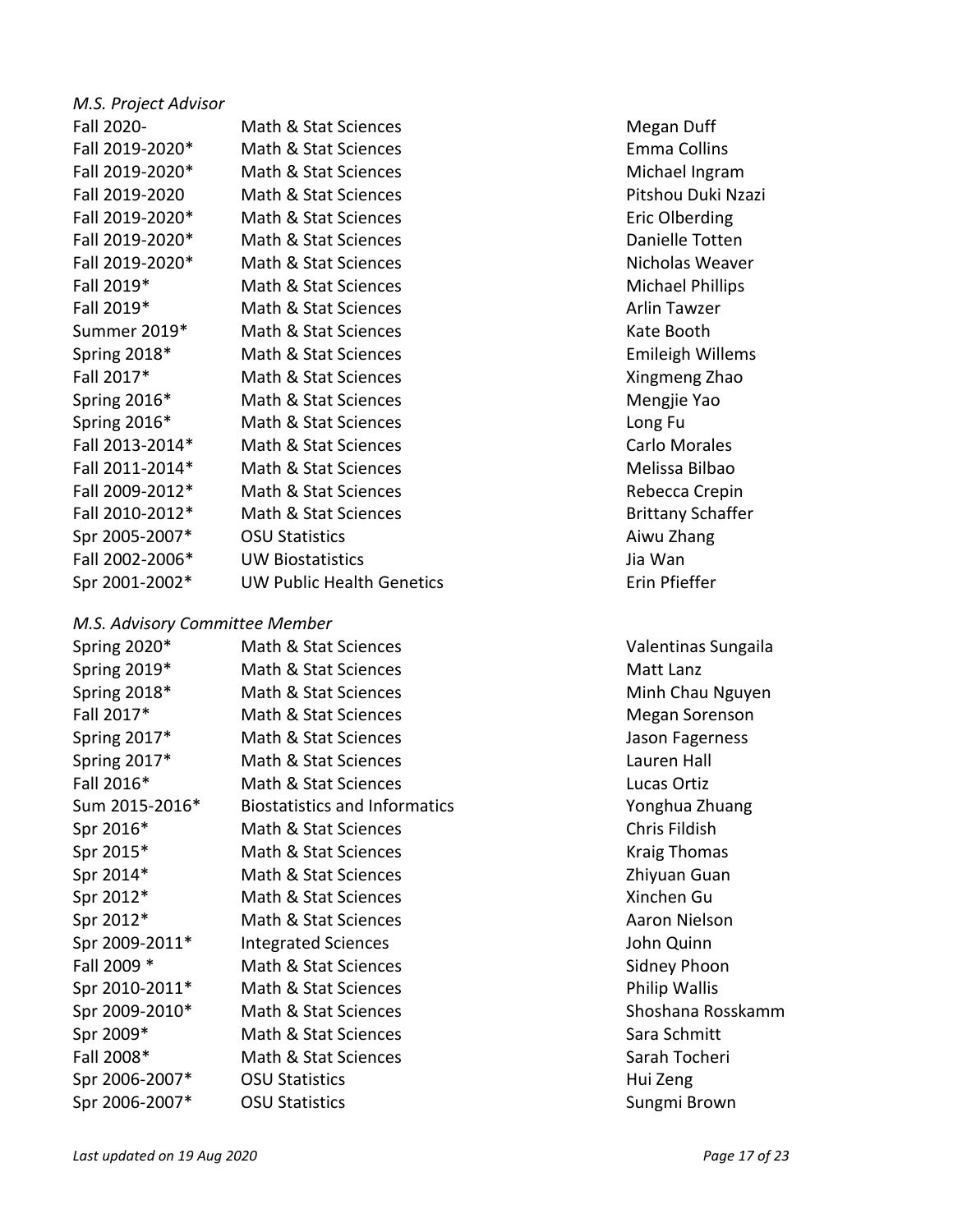*M.S. Project Advisor*

| | | |
|---|---|---|
| Fall 2020- | Math & Stat Sciences | Megan Duff |
| Fall 2019-2020* | Math & Stat Sciences | Emma Collins |
| Fall 2019-2020* | Math & Stat Sciences | Michael Ingram |
| Fall 2019-2020 | Math & Stat Sciences | Pitshou Duki Nzazi |
| Fall 2019-2020* | Math & Stat Sciences | Eric Olberding |
| Fall 2019-2020* | Math & Stat Sciences | Danielle Totten |
| Fall 2019-2020* | Math & Stat Sciences | Nicholas Weaver |
| Fall 2019* | Math & Stat Sciences | Michael Phillips |
| Fall 2019* | Math & Stat Sciences | Arlin Tawzer |
| Summer 2019* | Math & Stat Sciences | Kate Booth |
| Spring 2018* | Math & Stat Sciences | Emileigh Willems |
| Fall 2017* | Math & Stat Sciences | Xingmeng Zhao |
| Spring 2016* | Math & Stat Sciences | Mengjie Yao |
| Spring 2016* | Math & Stat Sciences | Long Fu |
| Fall 2013-2014* | Math & Stat Sciences | Carlo Morales |
| Fall 2011-2014* | Math & Stat Sciences | Melissa Bilbao |
| Fall 2009-2012* | Math & Stat Sciences | Rebecca Crepin |
| Fall 2010-2012* | Math & Stat Sciences | Brittany Schaffer |
| Spr 2005-2007* | OSU Statistics | Aiwu Zhang |
| Fall 2002-2006* | UW Biostatistics | Jia Wan |
| Spr 2001-2002* | UW Public Health Genetics | Erin Pfieffer |

*M.S. Advisory Committee Member*

| | | |
|---|---|---|
| Spring 2020* | Math & Stat Sciences | Valentinas Sungaila |
| Spring 2019* | Math & Stat Sciences | Matt Lanz |
| Spring 2018* | Math & Stat Sciences | Minh Chau Nguyen |
| Fall 2017* | Math & Stat Sciences | Megan Sorenson |
| Spring 2017* | Math & Stat Sciences | Jason Fagerness |
| Spring 2017* | Math & Stat Sciences | Lauren Hall |
| Fall 2016* | Math & Stat Sciences | Lucas Ortiz |
| Sum 2015-2016* | Biostatistics and Informatics | Yonghua Zhuang |
| Spr 2016* | Math & Stat Sciences | Chris Fildish |
| Spr 2015* | Math & Stat Sciences | Kraig Thomas |
| Spr 2014* | Math & Stat Sciences | Zhiyuan Guan |
| Spr 2012* | Math & Stat Sciences | Xinchen Gu |
| Spr 2012* | Math & Stat Sciences | Aaron Nielson |
| Spr 2009-2011* | Integrated Sciences | John Quinn |
| Fall 2009 * | Math & Stat Sciences | Sidney Phoon |
| Spr 2010-2011* | Math & Stat Sciences | Philip Wallis |
| Spr 2009-2010* | Math & Stat Sciences | Shoshana Rosskamm |
| Spr 2009* | Math & Stat Sciences | Sara Schmitt |
| Fall 2008* | Math & Stat Sciences | Sarah Tocheri |
| Spr 2006-2007* | OSU Statistics | Hui Zeng |
| Spr 2006-2007* | OSU Statistics | Sungmi Brown |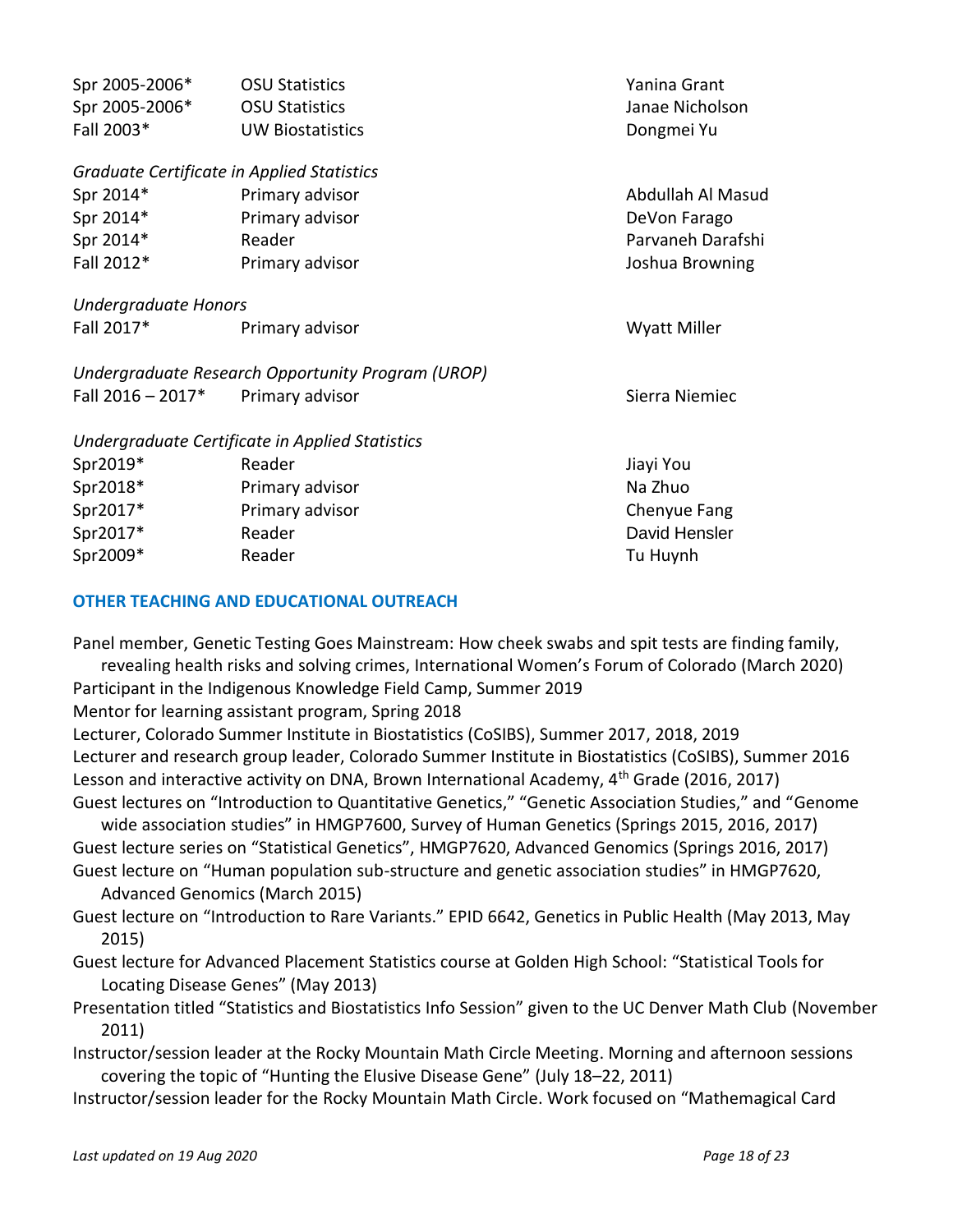| | | |
|---|---|---|
| Spr 2005-2006* | OSU Statistics | Yanina Grant |
| Spr 2005-2006* | OSU Statistics | Janae Nicholson |
| Fall 2003* | UW Biostatistics | Dongmei Yu |

*Graduate Certificate in Applied Statistics*

| | | |
|---|---|---|
| Spr 2014* | Primary advisor | Abdullah Al Masud |
| Spr 2014* | Primary advisor | DeVon Farago |
| Spr 2014* | Reader | Parvaneh Darafshi |
| Fall 2012* | Primary advisor | Joshua Browning |

*Undergraduate Honors*

| | | |
|---|---|---|
| Fall 2017* | Primary advisor | Wyatt Miller |

*Undergraduate Research Opportunity Program (UROP)*

| | | |
|---|---|---|
| Fall 2016 – 2017* | Primary advisor | Sierra Niemiec |

*Undergraduate Certificate in Applied Statistics*

| | | |
|---|---|---|
| Spr2019* | Reader | Jiayi You |
| Spr2018* | Primary advisor | Na Zhuo |
| Spr2017* | Primary advisor | Chenyue Fang |
| Spr2017* | Reader | David Hensler |
| Spr2009* | Reader | Tu Huynh |

## OTHER TEACHING AND EDUCATIONAL OUTREACH

Panel member, Genetic Testing Goes Mainstream: How cheek swabs and spit tests are finding family, revealing health risks and solving crimes, International Women's Forum of Colorado (March 2020)

Participant in the Indigenous Knowledge Field Camp, Summer 2019

Mentor for learning assistant program, Spring 2018

Lecturer, Colorado Summer Institute in Biostatistics (CoSIBS), Summer 2017, 2018, 2019

Lecturer and research group leader, Colorado Summer Institute in Biostatistics (CoSIBS), Summer 2016

Lesson and interactive activity on DNA, Brown International Academy, 4th Grade (2016, 2017)

Guest lectures on "Introduction to Quantitative Genetics," "Genetic Association Studies," and "Genome wide association studies" in HMGP7600, Survey of Human Genetics (Springs 2015, 2016, 2017)

Guest lecture series on "Statistical Genetics", HMGP7620, Advanced Genomics (Springs 2016, 2017)

Guest lecture on "Human population sub-structure and genetic association studies" in HMGP7620, Advanced Genomics (March 2015)

Guest lecture on "Introduction to Rare Variants." EPID 6642, Genetics in Public Health (May 2013, May 2015)

Guest lecture for Advanced Placement Statistics course at Golden High School: "Statistical Tools for Locating Disease Genes" (May 2013)

Presentation titled "Statistics and Biostatistics Info Session" given to the UC Denver Math Club (November 2011)

Instructor/session leader at the Rocky Mountain Math Circle Meeting. Morning and afternoon sessions covering the topic of "Hunting the Elusive Disease Gene" (July 18–22, 2011)

Instructor/session leader for the Rocky Mountain Math Circle. Work focused on "Mathemagical Card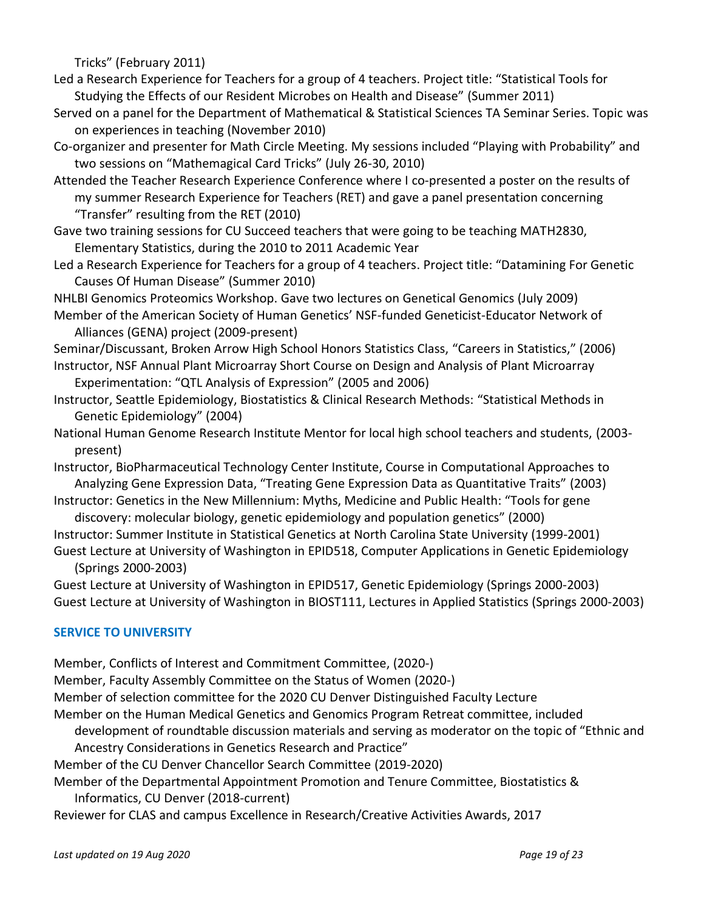Tricks" (February 2011)

Led a Research Experience for Teachers for a group of 4 teachers. Project title: "Statistical Tools for Studying the Effects of our Resident Microbes on Health and Disease" (Summer 2011)

Served on a panel for the Department of Mathematical & Statistical Sciences TA Seminar Series. Topic was on experiences in teaching (November 2010)

Co-organizer and presenter for Math Circle Meeting. My sessions included "Playing with Probability" and two sessions on "Mathemagical Card Tricks" (July 26-30, 2010)

Attended the Teacher Research Experience Conference where I co-presented a poster on the results of my summer Research Experience for Teachers (RET) and gave a panel presentation concerning "Transfer" resulting from the RET (2010)

Gave two training sessions for CU Succeed teachers that were going to be teaching MATH2830, Elementary Statistics, during the 2010 to 2011 Academic Year

Led a Research Experience for Teachers for a group of 4 teachers. Project title: "Datamining For Genetic Causes Of Human Disease" (Summer 2010)

NHLBI Genomics Proteomics Workshop. Gave two lectures on Genetical Genomics (July 2009)

Member of the American Society of Human Genetics' NSF-funded Geneticist-Educator Network of Alliances (GENA) project (2009-present)

Seminar/Discussant, Broken Arrow High School Honors Statistics Class, "Careers in Statistics," (2006)

Instructor, NSF Annual Plant Microarray Short Course on Design and Analysis of Plant Microarray Experimentation: "QTL Analysis of Expression" (2005 and 2006)

Instructor, Seattle Epidemiology, Biostatistics & Clinical Research Methods: "Statistical Methods in Genetic Epidemiology" (2004)

National Human Genome Research Institute Mentor for local high school teachers and students, (2003-present)

Instructor, BioPharmaceutical Technology Center Institute, Course in Computational Approaches to Analyzing Gene Expression Data, "Treating Gene Expression Data as Quantitative Traits" (2003)

Instructor: Genetics in the New Millennium: Myths, Medicine and Public Health: "Tools for gene discovery: molecular biology, genetic epidemiology and population genetics" (2000)

Instructor: Summer Institute in Statistical Genetics at North Carolina State University (1999-2001)

Guest Lecture at University of Washington in EPID518, Computer Applications in Genetic Epidemiology (Springs 2000-2003)

Guest Lecture at University of Washington in EPID517, Genetic Epidemiology (Springs 2000-2003)

Guest Lecture at University of Washington in BIOST111, Lectures in Applied Statistics (Springs 2000-2003)

## SERVICE TO UNIVERSITY

Member, Conflicts of Interest and Commitment Committee, (2020-)

Member, Faculty Assembly Committee on the Status of Women (2020-)

Member of selection committee for the 2020 CU Denver Distinguished Faculty Lecture

Member on the Human Medical Genetics and Genomics Program Retreat committee, included development of roundtable discussion materials and serving as moderator on the topic of "Ethnic and Ancestry Considerations in Genetics Research and Practice"

Member of the CU Denver Chancellor Search Committee (2019-2020)

Member of the Departmental Appointment Promotion and Tenure Committee, Biostatistics & Informatics, CU Denver (2018-current)

Reviewer for CLAS and campus Excellence in Research/Creative Activities Awards, 2017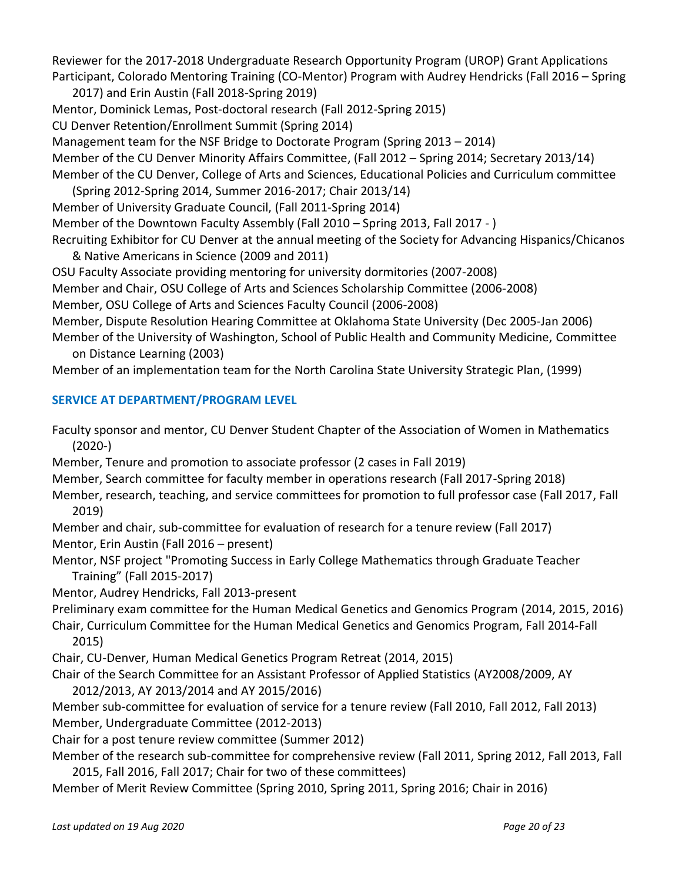Reviewer for the 2017-2018 Undergraduate Research Opportunity Program (UROP) Grant Applications

Participant, Colorado Mentoring Training (CO-Mentor) Program with Audrey Hendricks (Fall 2016 – Spring 2017) and Erin Austin (Fall 2018-Spring 2019)

Mentor, Dominick Lemas, Post-doctoral research (Fall 2012-Spring 2015)

CU Denver Retention/Enrollment Summit (Spring 2014)

Management team for the NSF Bridge to Doctorate Program (Spring 2013 – 2014)

Member of the CU Denver Minority Affairs Committee, (Fall 2012 – Spring 2014; Secretary 2013/14)

Member of the CU Denver, College of Arts and Sciences, Educational Policies and Curriculum committee (Spring 2012-Spring 2014, Summer 2016-2017; Chair 2013/14)

Member of University Graduate Council, (Fall 2011-Spring 2014)

Member of the Downtown Faculty Assembly (Fall 2010 – Spring 2013, Fall 2017 - )

Recruiting Exhibitor for CU Denver at the annual meeting of the Society for Advancing Hispanics/Chicanos & Native Americans in Science (2009 and 2011)

OSU Faculty Associate providing mentoring for university dormitories (2007-2008)

Member and Chair, OSU College of Arts and Sciences Scholarship Committee (2006-2008)

Member, OSU College of Arts and Sciences Faculty Council (2006-2008)

Member, Dispute Resolution Hearing Committee at Oklahoma State University (Dec 2005-Jan 2006)

Member of the University of Washington, School of Public Health and Community Medicine, Committee on Distance Learning (2003)

Member of an implementation team for the North Carolina State University Strategic Plan, (1999)

## SERVICE AT DEPARTMENT/PROGRAM LEVEL

Faculty sponsor and mentor, CU Denver Student Chapter of the Association of Women in Mathematics (2020-)

Member, Tenure and promotion to associate professor (2 cases in Fall 2019)

Member, Search committee for faculty member in operations research (Fall 2017-Spring 2018)

Member, research, teaching, and service committees for promotion to full professor case (Fall 2017, Fall 2019)

Member and chair, sub-committee for evaluation of research for a tenure review (Fall 2017)

Mentor, Erin Austin (Fall 2016 – present)

Mentor, NSF project "Promoting Success in Early College Mathematics through Graduate Teacher Training" (Fall 2015-2017)

Mentor, Audrey Hendricks, Fall 2013-present

Preliminary exam committee for the Human Medical Genetics and Genomics Program (2014, 2015, 2016)

Chair, Curriculum Committee for the Human Medical Genetics and Genomics Program, Fall 2014-Fall 2015)

Chair, CU-Denver, Human Medical Genetics Program Retreat (2014, 2015)

Chair of the Search Committee for an Assistant Professor of Applied Statistics (AY2008/2009, AY 2012/2013, AY 2013/2014 and AY 2015/2016)

Member sub-committee for evaluation of service for a tenure review (Fall 2010, Fall 2012, Fall 2013)

Member, Undergraduate Committee (2012-2013)

Chair for a post tenure review committee (Summer 2012)

Member of the research sub-committee for comprehensive review (Fall 2011, Spring 2012, Fall 2013, Fall 2015, Fall 2016, Fall 2017; Chair for two of these committees)

Member of Merit Review Committee (Spring 2010, Spring 2011, Spring 2016; Chair in 2016)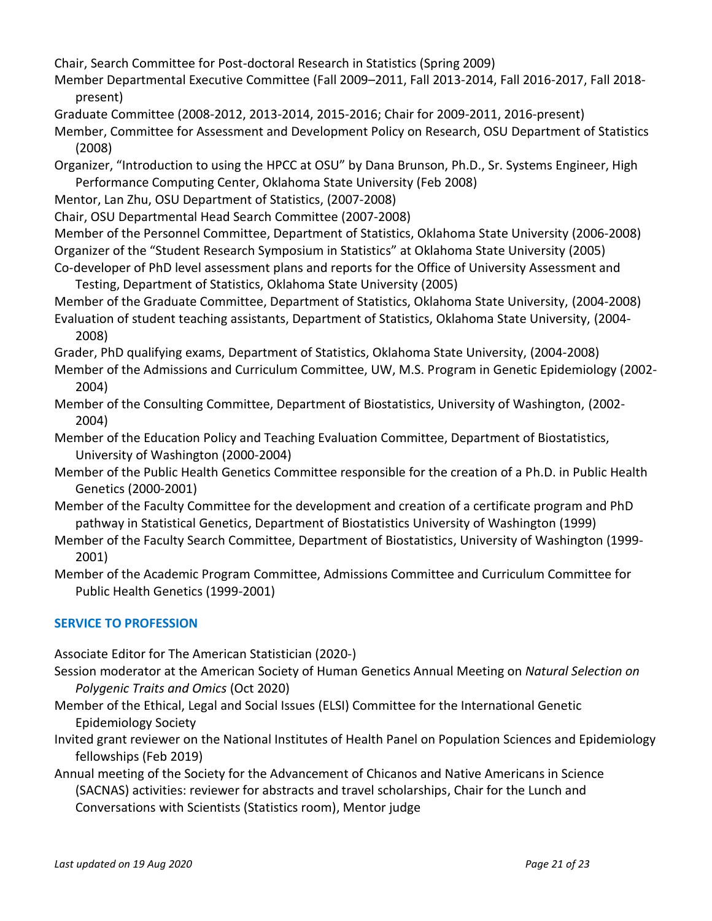Chair, Search Committee for Post-doctoral Research in Statistics (Spring 2009)

Member Departmental Executive Committee (Fall 2009–2011, Fall 2013-2014, Fall 2016-2017, Fall 2018-present)

Graduate Committee (2008-2012, 2013-2014, 2015-2016; Chair for 2009-2011, 2016-present)

Member, Committee for Assessment and Development Policy on Research, OSU Department of Statistics (2008)

Organizer, "Introduction to using the HPCC at OSU" by Dana Brunson, Ph.D., Sr. Systems Engineer, High Performance Computing Center, Oklahoma State University (Feb 2008)

Mentor, Lan Zhu, OSU Department of Statistics, (2007-2008)

Chair, OSU Departmental Head Search Committee (2007-2008)

Member of the Personnel Committee, Department of Statistics, Oklahoma State University (2006-2008)

Organizer of the "Student Research Symposium in Statistics" at Oklahoma State University (2005)

Co-developer of PhD level assessment plans and reports for the Office of University Assessment and Testing, Department of Statistics, Oklahoma State University (2005)

Member of the Graduate Committee, Department of Statistics, Oklahoma State University, (2004-2008)

Evaluation of student teaching assistants, Department of Statistics, Oklahoma State University, (2004-2008)

Grader, PhD qualifying exams, Department of Statistics, Oklahoma State University, (2004-2008)

Member of the Admissions and Curriculum Committee, UW, M.S. Program in Genetic Epidemiology (2002-2004)

Member of the Consulting Committee, Department of Biostatistics, University of Washington, (2002-2004)

Member of the Education Policy and Teaching Evaluation Committee, Department of Biostatistics, University of Washington (2000-2004)

Member of the Public Health Genetics Committee responsible for the creation of a Ph.D. in Public Health Genetics (2000-2001)

Member of the Faculty Committee for the development and creation of a certificate program and PhD pathway in Statistical Genetics, Department of Biostatistics University of Washington (1999)

Member of the Faculty Search Committee, Department of Biostatistics, University of Washington (1999-2001)

Member of the Academic Program Committee, Admissions Committee and Curriculum Committee for Public Health Genetics (1999-2001)

## SERVICE TO PROFESSION

Associate Editor for The American Statistician (2020-)

Session moderator at the American Society of Human Genetics Annual Meeting on *Natural Selection on Polygenic Traits and Omics* (Oct 2020)

Member of the Ethical, Legal and Social Issues (ELSI) Committee for the International Genetic Epidemiology Society

Invited grant reviewer on the National Institutes of Health Panel on Population Sciences and Epidemiology fellowships (Feb 2019)

Annual meeting of the Society for the Advancement of Chicanos and Native Americans in Science (SACNAS) activities: reviewer for abstracts and travel scholarships, Chair for the Lunch and Conversations with Scientists (Statistics room), Mentor judge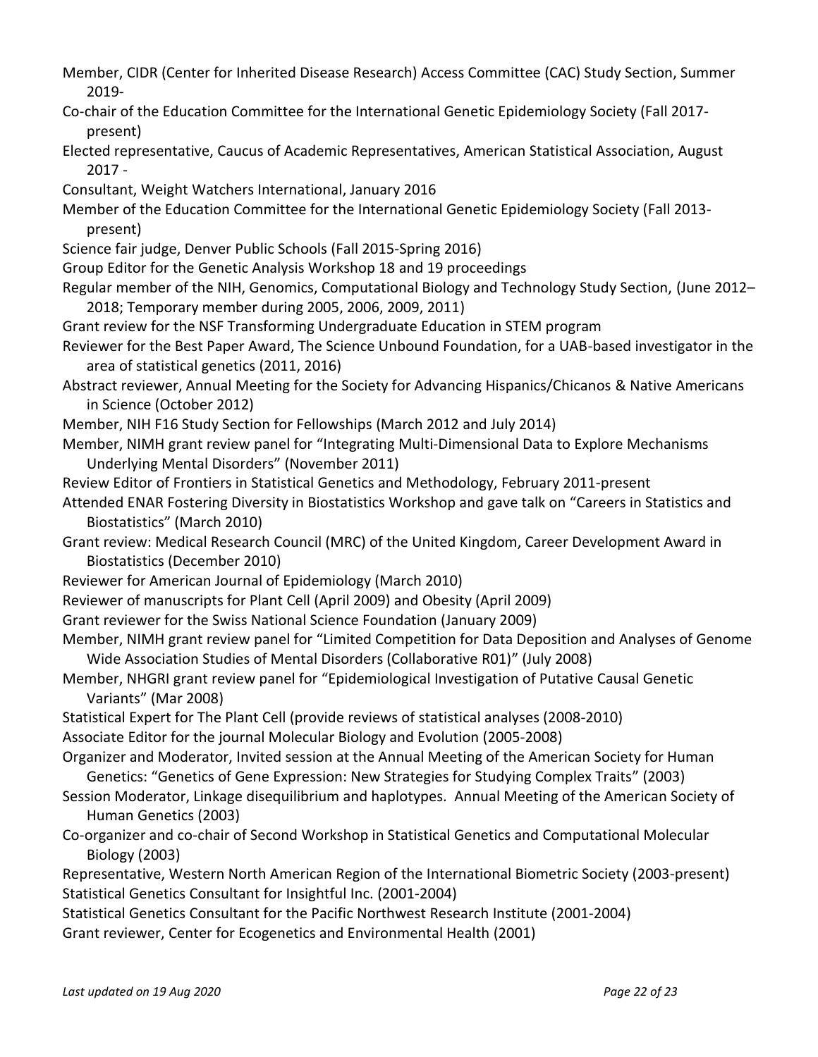Member, CIDR (Center for Inherited Disease Research) Access Committee (CAC) Study Section, Summer 2019-

Co-chair of the Education Committee for the International Genetic Epidemiology Society (Fall 2017-present)

Elected representative, Caucus of Academic Representatives, American Statistical Association, August 2017 -

Consultant, Weight Watchers International, January 2016

Member of the Education Committee for the International Genetic Epidemiology Society (Fall 2013-present)

Science fair judge, Denver Public Schools (Fall 2015-Spring 2016)

Group Editor for the Genetic Analysis Workshop 18 and 19 proceedings

Regular member of the NIH, Genomics, Computational Biology and Technology Study Section, (June 2012–2018; Temporary member during 2005, 2006, 2009, 2011)

Grant review for the NSF Transforming Undergraduate Education in STEM program

Reviewer for the Best Paper Award, The Science Unbound Foundation, for a UAB-based investigator in the area of statistical genetics (2011, 2016)

Abstract reviewer, Annual Meeting for the Society for Advancing Hispanics/Chicanos & Native Americans in Science (October 2012)

Member, NIH F16 Study Section for Fellowships (March 2012 and July 2014)

Member, NIMH grant review panel for "Integrating Multi-Dimensional Data to Explore Mechanisms Underlying Mental Disorders" (November 2011)

Review Editor of Frontiers in Statistical Genetics and Methodology, February 2011-present

Attended ENAR Fostering Diversity in Biostatistics Workshop and gave talk on "Careers in Statistics and Biostatistics" (March 2010)

Grant review: Medical Research Council (MRC) of the United Kingdom, Career Development Award in Biostatistics (December 2010)

Reviewer for American Journal of Epidemiology (March 2010)

Reviewer of manuscripts for Plant Cell (April 2009) and Obesity (April 2009)

Grant reviewer for the Swiss National Science Foundation (January 2009)

Member, NIMH grant review panel for "Limited Competition for Data Deposition and Analyses of Genome Wide Association Studies of Mental Disorders (Collaborative R01)" (July 2008)

Member, NHGRI grant review panel for "Epidemiological Investigation of Putative Causal Genetic Variants" (Mar 2008)

Statistical Expert for The Plant Cell (provide reviews of statistical analyses (2008-2010)

Associate Editor for the journal Molecular Biology and Evolution (2005-2008)

Organizer and Moderator, Invited session at the Annual Meeting of the American Society for Human Genetics: "Genetics of Gene Expression: New Strategies for Studying Complex Traits" (2003)

Session Moderator, Linkage disequilibrium and haplotypes. Annual Meeting of the American Society of Human Genetics (2003)

Co-organizer and co-chair of Second Workshop in Statistical Genetics and Computational Molecular Biology (2003)

Representative, Western North American Region of the International Biometric Society (2003-present)

Statistical Genetics Consultant for Insightful Inc. (2001-2004)

Statistical Genetics Consultant for the Pacific Northwest Research Institute (2001-2004)

Grant reviewer, Center for Ecogenetics and Environmental Health (2001)

*Last updated on 19 Aug 2020*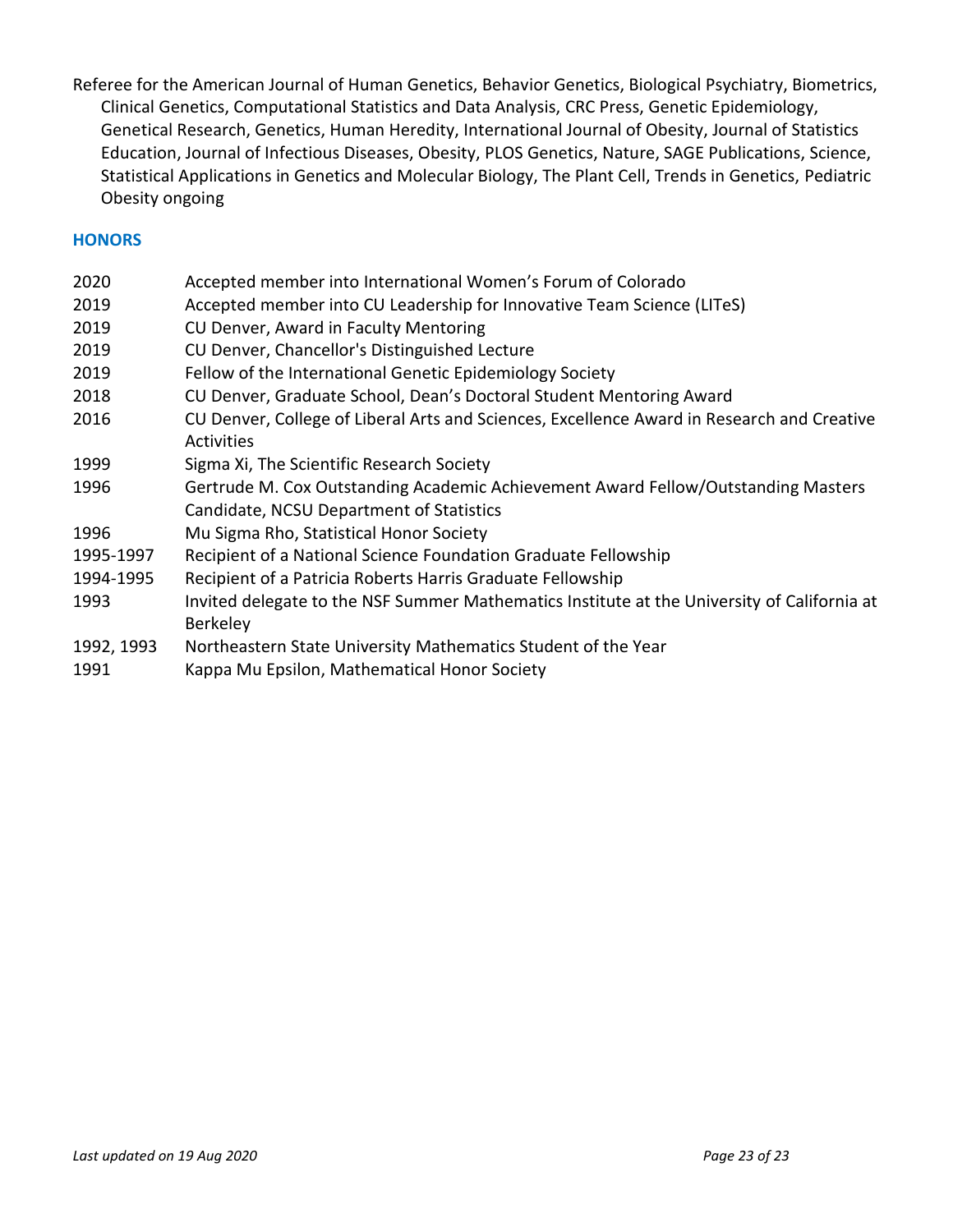Referee for the American Journal of Human Genetics, Behavior Genetics, Biological Psychiatry, Biometrics, Clinical Genetics, Computational Statistics and Data Analysis, CRC Press, Genetic Epidemiology, Genetical Research, Genetics, Human Heredity, International Journal of Obesity, Journal of Statistics Education, Journal of Infectious Diseases, Obesity, PLOS Genetics, Nature, SAGE Publications, Science, Statistical Applications in Genetics and Molecular Biology, The Plant Cell, Trends in Genetics, Pediatric Obesity ongoing

## HONORS

| | |
|---|---|
| 2020 | Accepted member into International Women's Forum of Colorado |
| 2019 | Accepted member into CU Leadership for Innovative Team Science (LITeS) |
| 2019 | CU Denver, Award in Faculty Mentoring |
| 2019 | CU Denver, Chancellor's Distinguished Lecture |
| 2019 | Fellow of the International Genetic Epidemiology Society |
| 2018 | CU Denver, Graduate School, Dean's Doctoral Student Mentoring Award |
| 2016 | CU Denver, College of Liberal Arts and Sciences, Excellence Award in Research and Creative Activities |
| 1999 | Sigma Xi, The Scientific Research Society |
| 1996 | Gertrude M. Cox Outstanding Academic Achievement Award Fellow/Outstanding Masters Candidate, NCSU Department of Statistics |
| 1996 | Mu Sigma Rho, Statistical Honor Society |
| 1995-1997 | Recipient of a National Science Foundation Graduate Fellowship |
| 1994-1995 | Recipient of a Patricia Roberts Harris Graduate Fellowship |
| 1993 | Invited delegate to the NSF Summer Mathematics Institute at the University of California at Berkeley |
| 1992, 1993 | Northeastern State University Mathematics Student of the Year |
| 1991 | Kappa Mu Epsilon, Mathematical Honor Society |

*Last updated on 19 Aug 2020*